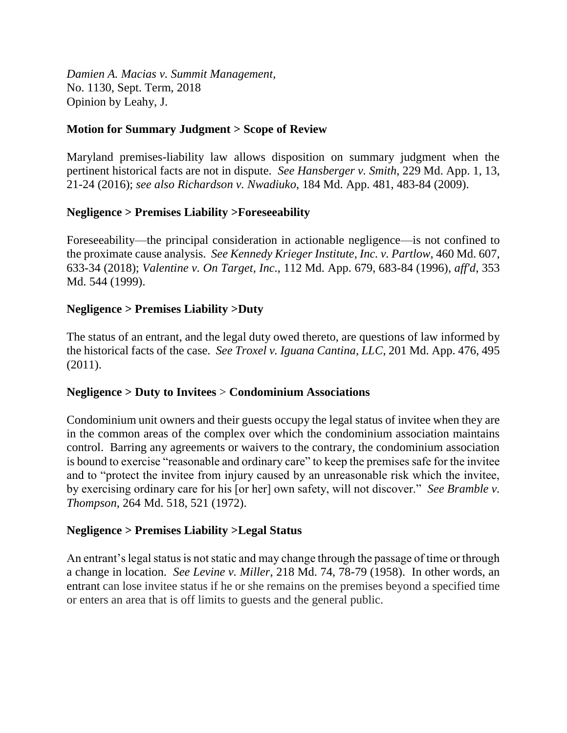*Damien A. Macias v. Summit Management*,
No. 1130, Sept. Term, 2018
Opinion by Leahy, J.

**Motion for Summary Judgment > Scope of Review**

Maryland premises-liability law allows disposition on summary judgment when the pertinent historical facts are not in dispute. *See Hansberger v. Smith*, 229 Md. App. 1, 13, 21-24 (2016); *see also Richardson v. Nwadiuko*, 184 Md. App. 481, 483-84 (2009).

**Negligence > Premises Liability >Foreseeability**

Foreseeability—the principal consideration in actionable negligence—is not confined to the proximate cause analysis. *See Kennedy Krieger Institute, Inc. v. Partlow*, 460 Md. 607, 633-34 (2018); *Valentine v. On Target, Inc*., 112 Md. App. 679, 683-84 (1996), *aff'd*, 353 Md. 544 (1999).

**Negligence > Premises Liability >Duty**

The status of an entrant, and the legal duty owed thereto, are questions of law informed by the historical facts of the case. *See Troxel v. Iguana Cantina, LLC*, 201 Md. App. 476, 495 (2011).

**Negligence > Duty to Invitees > Condominium Associations**

Condominium unit owners and their guests occupy the legal status of invitee when they are in the common areas of the complex over which the condominium association maintains control. Barring any agreements or waivers to the contrary, the condominium association is bound to exercise "reasonable and ordinary care" to keep the premises safe for the invitee and to "protect the invitee from injury caused by an unreasonable risk which the invitee, by exercising ordinary care for his [or her] own safety, will not discover." *See Bramble v. Thompson*, 264 Md. 518, 521 (1972).

**Negligence > Premises Liability >Legal Status**

An entrant's legal status is not static and may change through the passage of time or through a change in location. *See Levine v. Miller*, 218 Md. 74, 78-79 (1958). In other words, an entrant can lose invitee status if he or she remains on the premises beyond a specified time or enters an area that is off limits to guests and the general public.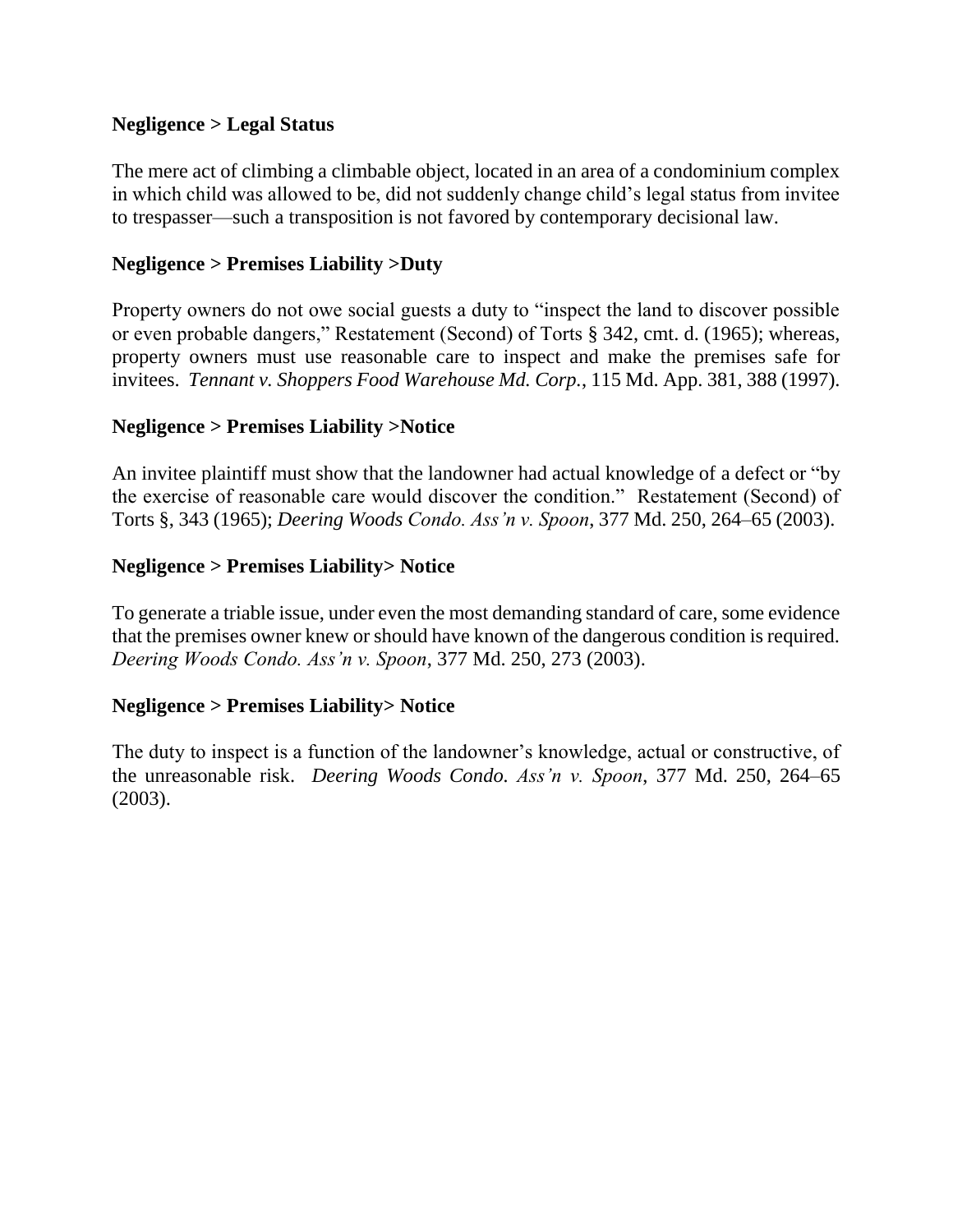**Negligence > Legal Status**

The mere act of climbing a climbable object, located in an area of a condominium complex in which child was allowed to be, did not suddenly change child's legal status from invitee to trespasser—such a transposition is not favored by contemporary decisional law.

**Negligence > Premises Liability >Duty**

Property owners do not owe social guests a duty to "inspect the land to discover possible or even probable dangers," Restatement (Second) of Torts § 342, cmt. d. (1965); whereas, property owners must use reasonable care to inspect and make the premises safe for invitees. *Tennant v. Shoppers Food Warehouse Md. Corp.*, 115 Md. App. 381, 388 (1997).

**Negligence > Premises Liability >Notice**

An invitee plaintiff must show that the landowner had actual knowledge of a defect or "by the exercise of reasonable care would discover the condition." Restatement (Second) of Torts §, 343 (1965); *Deering Woods Condo. Ass'n v. Spoon*, 377 Md. 250, 264–65 (2003).

**Negligence > Premises Liability> Notice**

To generate a triable issue, under even the most demanding standard of care, some evidence that the premises owner knew or should have known of the dangerous condition is required. *Deering Woods Condo. Ass'n v. Spoon*, 377 Md. 250, 273 (2003).

**Negligence > Premises Liability> Notice**

The duty to inspect is a function of the landowner's knowledge, actual or constructive, of the unreasonable risk. *Deering Woods Condo. Ass'n v. Spoon*, 377 Md. 250, 264–65 (2003).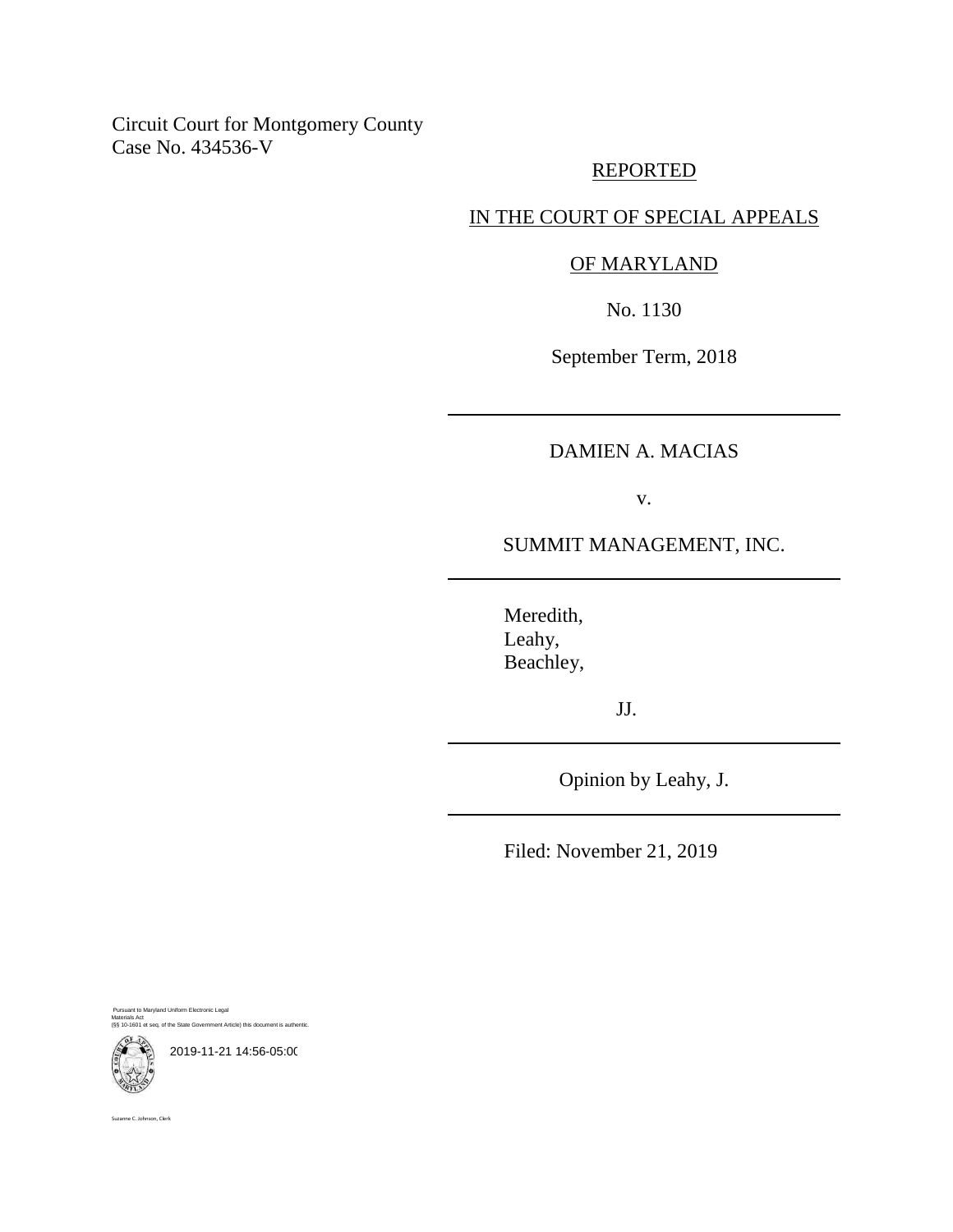Circuit Court for Montgomery County
Case No. 434536-V

REPORTED

IN THE COURT OF SPECIAL APPEALS

OF MARYLAND

No. 1130

September Term, 2018

---

DAMIEN A. MACIAS

v.

SUMMIT MANAGEMENT, INC.

---

Meredith,
Leahy,
Beachley,

JJ.

---

Opinion by Leahy, J.

---

Filed: November 21, 2019

Pursuant to Maryland Uniform Electronic Legal Materials Act
(§§ 10-1601 et seq. of the State Government Article) this document is authentic.

2019-11-21 14:56-05:00

Suzanne C. Johnson, Clerk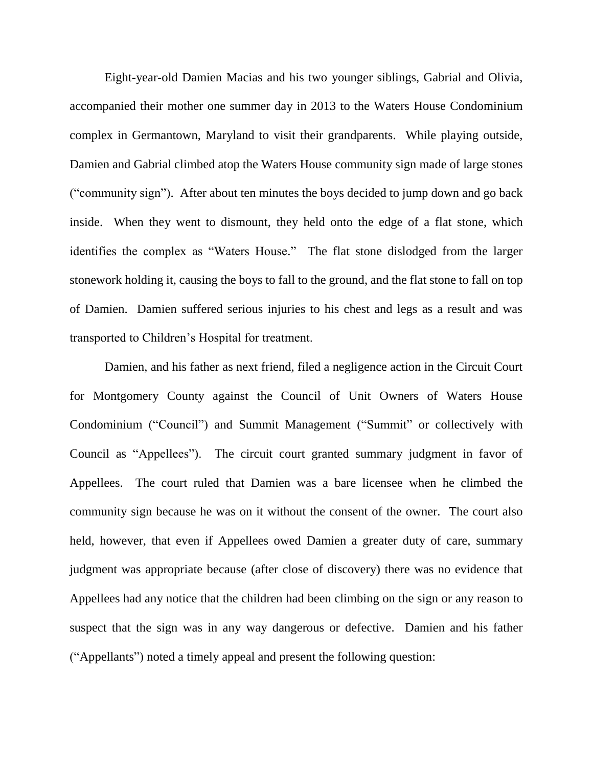Eight-year-old Damien Macias and his two younger siblings, Gabrial and Olivia, accompanied their mother one summer day in 2013 to the Waters House Condominium complex in Germantown, Maryland to visit their grandparents. While playing outside, Damien and Gabrial climbed atop the Waters House community sign made of large stones ("community sign"). After about ten minutes the boys decided to jump down and go back inside. When they went to dismount, they held onto the edge of a flat stone, which identifies the complex as "Waters House." The flat stone dislodged from the larger stonework holding it, causing the boys to fall to the ground, and the flat stone to fall on top of Damien. Damien suffered serious injuries to his chest and legs as a result and was transported to Children's Hospital for treatment.

Damien, and his father as next friend, filed a negligence action in the Circuit Court for Montgomery County against the Council of Unit Owners of Waters House Condominium ("Council") and Summit Management ("Summit" or collectively with Council as "Appellees"). The circuit court granted summary judgment in favor of Appellees. The court ruled that Damien was a bare licensee when he climbed the community sign because he was on it without the consent of the owner. The court also held, however, that even if Appellees owed Damien a greater duty of care, summary judgment was appropriate because (after close of discovery) there was no evidence that Appellees had any notice that the children had been climbing on the sign or any reason to suspect that the sign was in any way dangerous or defective. Damien and his father ("Appellants") noted a timely appeal and present the following question: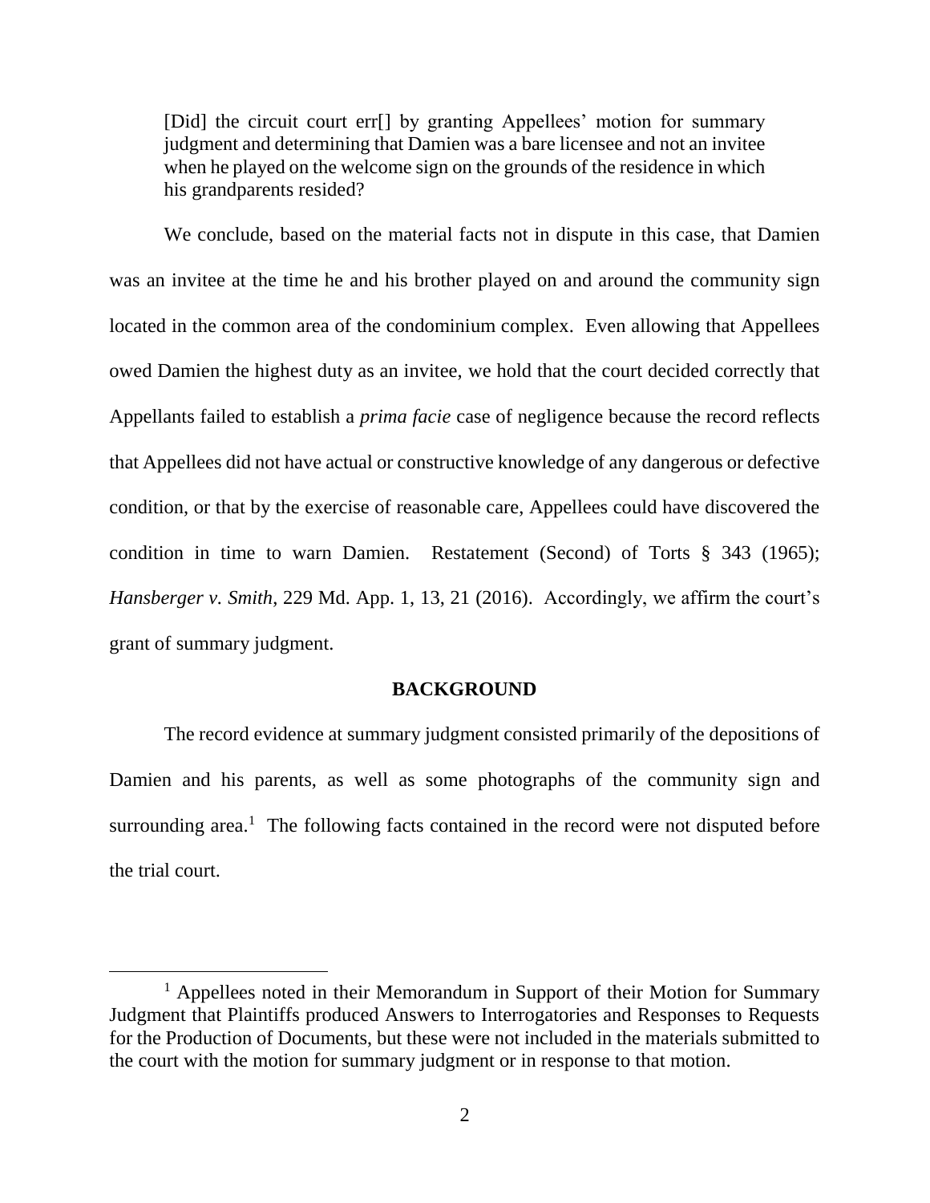> [Did] the circuit court err[] by granting Appellees' motion for summary judgment and determining that Damien was a bare licensee and not an invitee when he played on the welcome sign on the grounds of the residence in which his grandparents resided?

We conclude, based on the material facts not in dispute in this case, that Damien was an invitee at the time he and his brother played on and around the community sign located in the common area of the condominium complex. Even allowing that Appellees owed Damien the highest duty as an invitee, we hold that the court decided correctly that Appellants failed to establish a *prima facie* case of negligence because the record reflects that Appellees did not have actual or constructive knowledge of any dangerous or defective condition, or that by the exercise of reasonable care, Appellees could have discovered the condition in time to warn Damien. Restatement (Second) of Torts § 343 (1965); *Hansberger v. Smith*, 229 Md. App. 1, 13, 21 (2016). Accordingly, we affirm the court's grant of summary judgment.

**BACKGROUND**

The record evidence at summary judgment consisted primarily of the depositions of Damien and his parents, as well as some photographs of the community sign and surrounding area.[1] The following facts contained in the record were not disputed before the trial court.

[1] Appellees noted in their Memorandum in Support of their Motion for Summary Judgment that Plaintiffs produced Answers to Interrogatories and Responses to Requests for the Production of Documents, but these were not included in the materials submitted to the court with the motion for summary judgment or in response to that motion.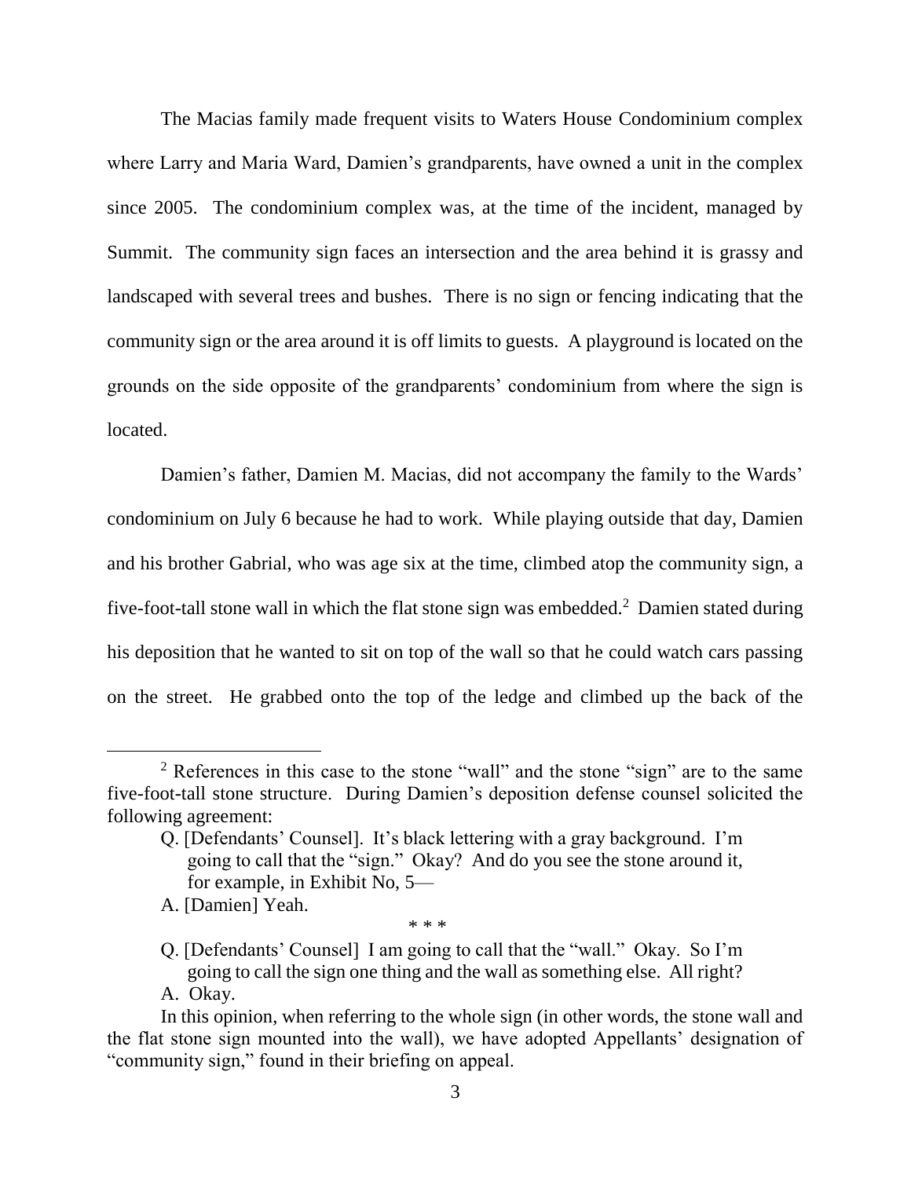The Macias family made frequent visits to Waters House Condominium complex where Larry and Maria Ward, Damien's grandparents, have owned a unit in the complex since 2005. The condominium complex was, at the time of the incident, managed by Summit. The community sign faces an intersection and the area behind it is grassy and landscaped with several trees and bushes. There is no sign or fencing indicating that the community sign or the area around it is off limits to guests. A playground is located on the grounds on the side opposite of the grandparents' condominium from where the sign is located.

Damien's father, Damien M. Macias, did not accompany the family to the Wards' condominium on July 6 because he had to work. While playing outside that day, Damien and his brother Gabrial, who was age six at the time, climbed atop the community sign, a five-foot-tall stone wall in which the flat stone sign was embedded.[2] Damien stated during his deposition that he wanted to sit on top of the wall so that he could watch cars passing on the street. He grabbed onto the top of the ledge and climbed up the back of the

---

[2] References in this case to the stone "wall" and the stone "sign" are to the same five-foot-tall stone structure. During Damien's deposition defense counsel solicited the following agreement:

> Q. [Defendants' Counsel]. It's black lettering with a gray background. I'm going to call that the "sign." Okay? And do you see the stone around it, for example, in Exhibit No, 5—
>
> A. [Damien] Yeah.
>
> \* \* \*
>
> Q. [Defendants' Counsel] I am going to call that the "wall." Okay. So I'm going to call the sign one thing and the wall as something else. All right?
>
> A. Okay.

In this opinion, when referring to the whole sign (in other words, the stone wall and the flat stone sign mounted into the wall), we have adopted Appellants' designation of "community sign," found in their briefing on appeal.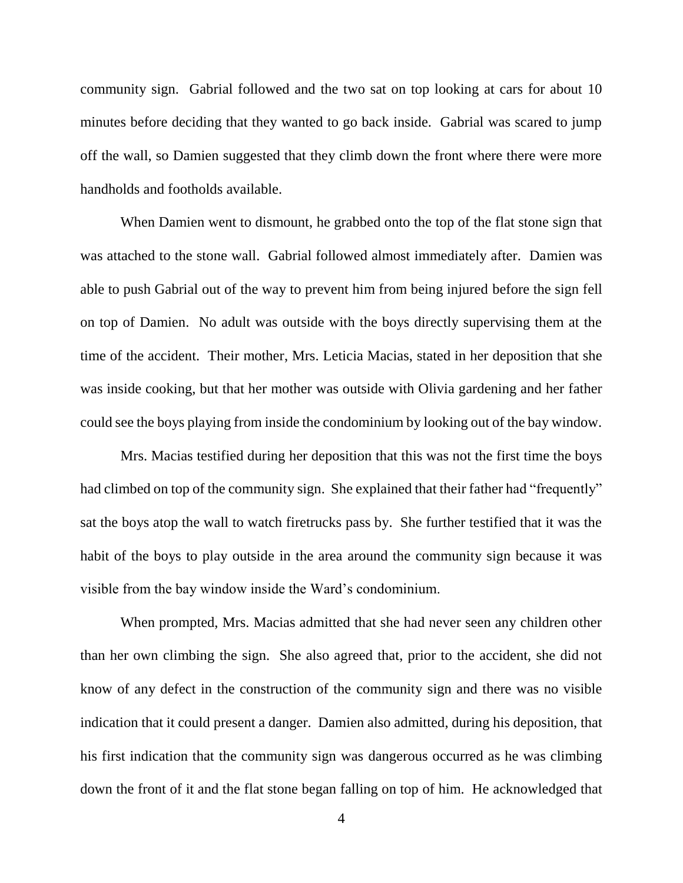community sign. Gabrial followed and the two sat on top looking at cars for about 10 minutes before deciding that they wanted to go back inside. Gabrial was scared to jump off the wall, so Damien suggested that they climb down the front where there were more handholds and footholds available.

When Damien went to dismount, he grabbed onto the top of the flat stone sign that was attached to the stone wall. Gabrial followed almost immediately after. Damien was able to push Gabrial out of the way to prevent him from being injured before the sign fell on top of Damien. No adult was outside with the boys directly supervising them at the time of the accident. Their mother, Mrs. Leticia Macias, stated in her deposition that she was inside cooking, but that her mother was outside with Olivia gardening and her father could see the boys playing from inside the condominium by looking out of the bay window.

Mrs. Macias testified during her deposition that this was not the first time the boys had climbed on top of the community sign. She explained that their father had "frequently" sat the boys atop the wall to watch firetrucks pass by. She further testified that it was the habit of the boys to play outside in the area around the community sign because it was visible from the bay window inside the Ward's condominium.

When prompted, Mrs. Macias admitted that she had never seen any children other than her own climbing the sign. She also agreed that, prior to the accident, she did not know of any defect in the construction of the community sign and there was no visible indication that it could present a danger. Damien also admitted, during his deposition, that his first indication that the community sign was dangerous occurred as he was climbing down the front of it and the flat stone began falling on top of him. He acknowledged that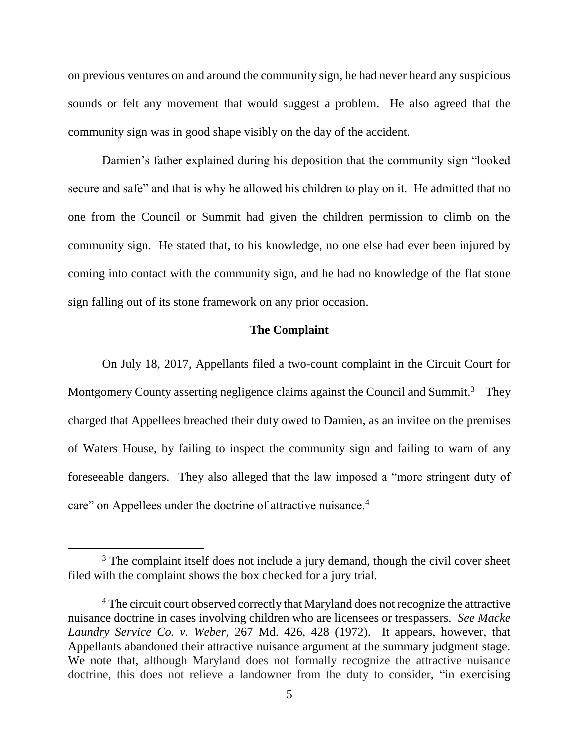on previous ventures on and around the community sign, he had never heard any suspicious sounds or felt any movement that would suggest a problem. He also agreed that the community sign was in good shape visibly on the day of the accident.

Damien's father explained during his deposition that the community sign "looked secure and safe" and that is why he allowed his children to play on it. He admitted that no one from the Council or Summit had given the children permission to climb on the community sign. He stated that, to his knowledge, no one else had ever been injured by coming into contact with the community sign, and he had no knowledge of the flat stone sign falling out of its stone framework on any prior occasion.

**The Complaint**

On July 18, 2017, Appellants filed a two-count complaint in the Circuit Court for Montgomery County asserting negligence claims against the Council and Summit.[3] They charged that Appellees breached their duty owed to Damien, as an invitee on the premises of Waters House, by failing to inspect the community sign and failing to warn of any foreseeable dangers. They also alleged that the law imposed a "more stringent duty of care" on Appellees under the doctrine of attractive nuisance.[4]

---

[3] The complaint itself does not include a jury demand, though the civil cover sheet filed with the complaint shows the box checked for a jury trial.

[4] The circuit court observed correctly that Maryland does not recognize the attractive nuisance doctrine in cases involving children who are licensees or trespassers. *See Macke Laundry Service Co. v. Weber*, 267 Md. 426, 428 (1972). It appears, however, that Appellants abandoned their attractive nuisance argument at the summary judgment stage. We note that, although Maryland does not formally recognize the attractive nuisance doctrine, this does not relieve a landowner from the duty to consider, "in exercising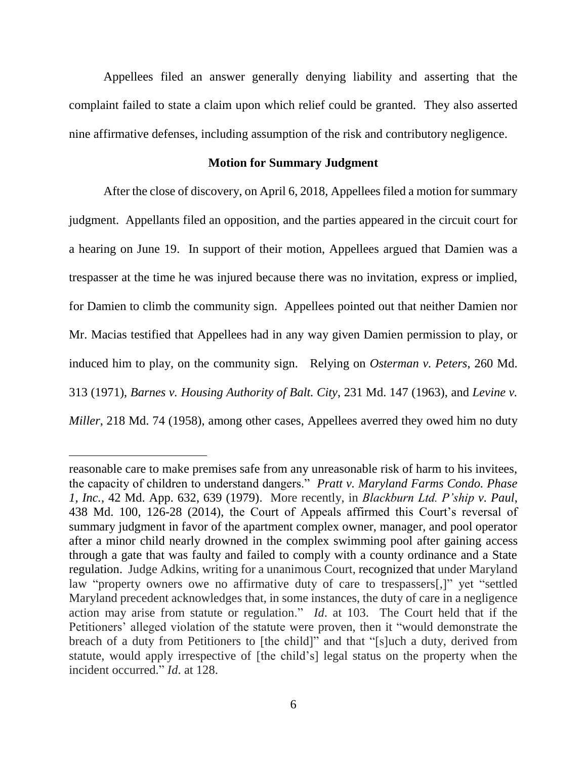Appellees filed an answer generally denying liability and asserting that the complaint failed to state a claim upon which relief could be granted. They also asserted nine affirmative defenses, including assumption of the risk and contributory negligence.

**Motion for Summary Judgment**

After the close of discovery, on April 6, 2018, Appellees filed a motion for summary judgment. Appellants filed an opposition, and the parties appeared in the circuit court for a hearing on June 19. In support of their motion, Appellees argued that Damien was a trespasser at the time he was injured because there was no invitation, express or implied, for Damien to climb the community sign. Appellees pointed out that neither Damien nor Mr. Macias testified that Appellees had in any way given Damien permission to play, or induced him to play, on the community sign. Relying on *Osterman v. Peters*, 260 Md. 313 (1971), *Barnes v. Housing Authority of Balt. City*, 231 Md. 147 (1963), and *Levine v. Miller*, 218 Md. 74 (1958), among other cases, Appellees averred they owed him no duty

---

reasonable care to make premises safe from any unreasonable risk of harm to his invitees, the capacity of children to understand dangers." *Pratt v. Maryland Farms Condo. Phase 1, Inc.*, 42 Md. App. 632, 639 (1979). More recently, in *Blackburn Ltd. P'ship v. Paul*, 438 Md. 100, 126-28 (2014), the Court of Appeals affirmed this Court's reversal of summary judgment in favor of the apartment complex owner, manager, and pool operator after a minor child nearly drowned in the complex swimming pool after gaining access through a gate that was faulty and failed to comply with a county ordinance and a State regulation. Judge Adkins, writing for a unanimous Court, recognized that under Maryland law "property owners owe no affirmative duty of care to trespassers[,]" yet "settled Maryland precedent acknowledges that, in some instances, the duty of care in a negligence action may arise from statute or regulation." *Id.* at 103. The Court held that if the Petitioners' alleged violation of the statute were proven, then it "would demonstrate the breach of a duty from Petitioners to [the child]" and that "[s]uch a duty, derived from statute, would apply irrespective of [the child's] legal status on the property when the incident occurred." *Id.* at 128.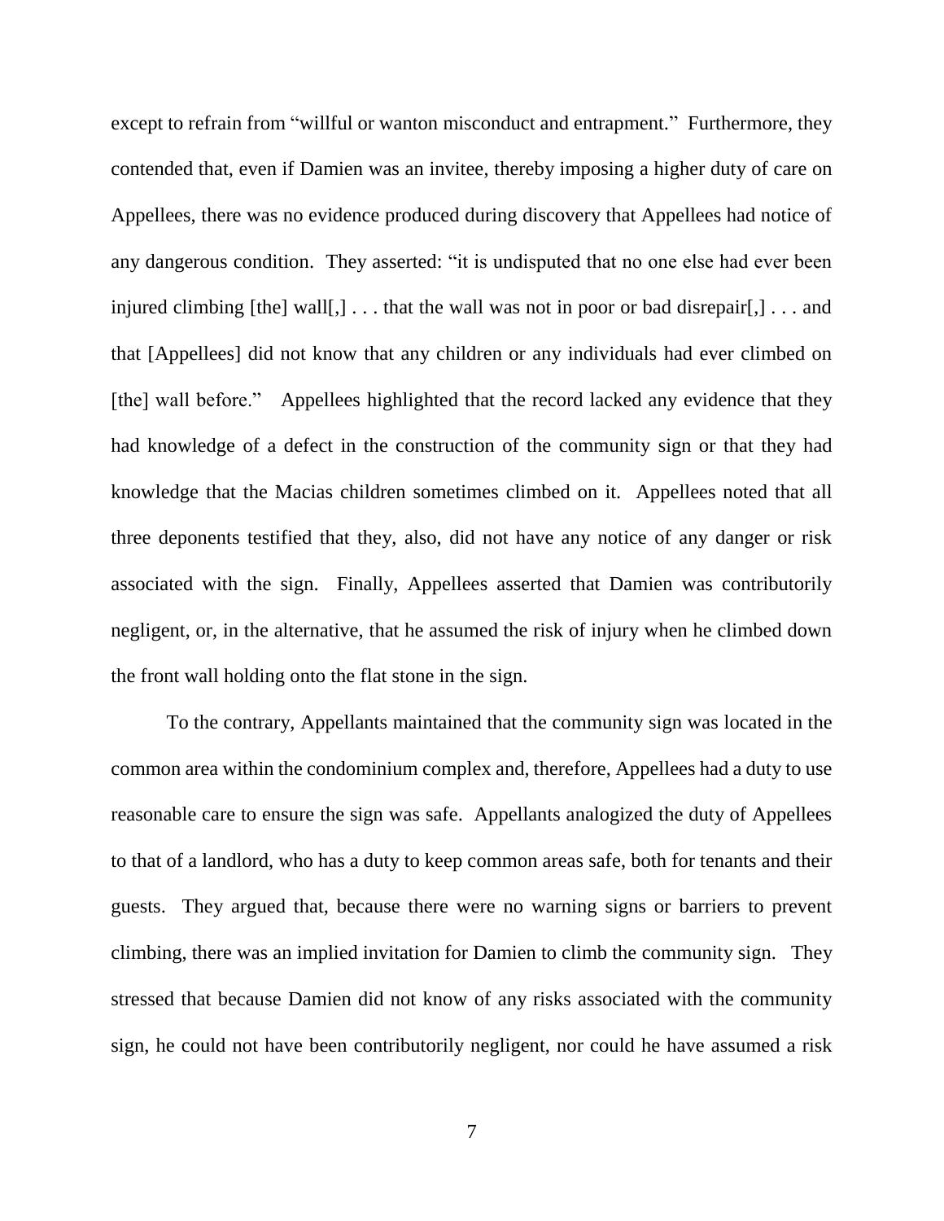except to refrain from "willful or wanton misconduct and entrapment." Furthermore, they contended that, even if Damien was an invitee, thereby imposing a higher duty of care on Appellees, there was no evidence produced during discovery that Appellees had notice of any dangerous condition. They asserted: "it is undisputed that no one else had ever been injured climbing [the] wall[,] . . . that the wall was not in poor or bad disrepair[,] . . . and that [Appellees] did not know that any children or any individuals had ever climbed on [the] wall before." Appellees highlighted that the record lacked any evidence that they had knowledge of a defect in the construction of the community sign or that they had knowledge that the Macias children sometimes climbed on it. Appellees noted that all three deponents testified that they, also, did not have any notice of any danger or risk associated with the sign. Finally, Appellees asserted that Damien was contributorily negligent, or, in the alternative, that he assumed the risk of injury when he climbed down the front wall holding onto the flat stone in the sign.

To the contrary, Appellants maintained that the community sign was located in the common area within the condominium complex and, therefore, Appellees had a duty to use reasonable care to ensure the sign was safe. Appellants analogized the duty of Appellees to that of a landlord, who has a duty to keep common areas safe, both for tenants and their guests. They argued that, because there were no warning signs or barriers to prevent climbing, there was an implied invitation for Damien to climb the community sign. They stressed that because Damien did not know of any risks associated with the community sign, he could not have been contributorily negligent, nor could he have assumed a risk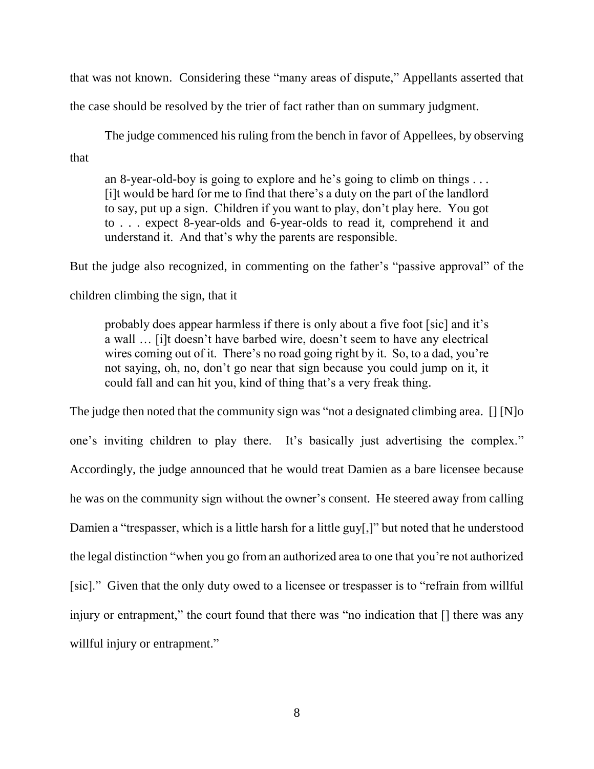that was not known. Considering these "many areas of dispute," Appellants asserted that the case should be resolved by the trier of fact rather than on summary judgment.

The judge commenced his ruling from the bench in favor of Appellees, by observing that

> an 8-year-old-boy is going to explore and he's going to climb on things . . . [i]t would be hard for me to find that there's a duty on the part of the landlord to say, put up a sign. Children if you want to play, don't play here. You got to . . . expect 8-year-olds and 6-year-olds to read it, comprehend it and understand it. And that's why the parents are responsible.

But the judge also recognized, in commenting on the father's "passive approval" of the children climbing the sign, that it

> probably does appear harmless if there is only about a five foot [sic] and it's a wall … [i]t doesn't have barbed wire, doesn't seem to have any electrical wires coming out of it. There's no road going right by it. So, to a dad, you're not saying, oh, no, don't go near that sign because you could jump on it, it could fall and can hit you, kind of thing that's a very freak thing.

The judge then noted that the community sign was "not a designated climbing area. [] [N]o one's inviting children to play there. It's basically just advertising the complex." Accordingly, the judge announced that he would treat Damien as a bare licensee because he was on the community sign without the owner's consent. He steered away from calling Damien a "trespasser, which is a little harsh for a little guy[,]" but noted that he understood the legal distinction "when you go from an authorized area to one that you're not authorized [sic]." Given that the only duty owed to a licensee or trespasser is to "refrain from willful injury or entrapment," the court found that there was "no indication that [] there was any willful injury or entrapment."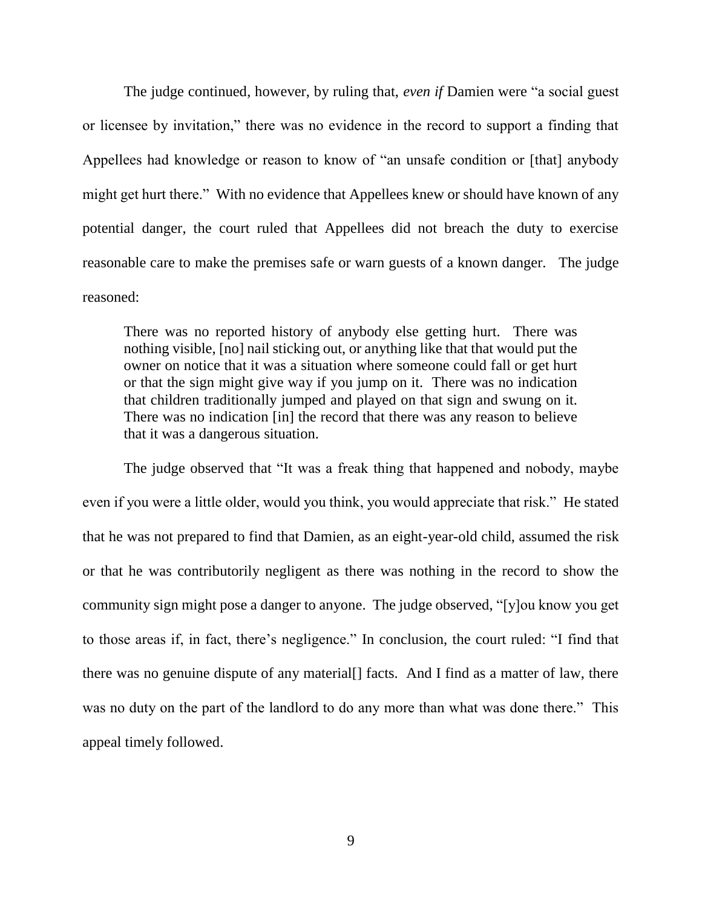The judge continued, however, by ruling that, *even if* Damien were "a social guest or licensee by invitation," there was no evidence in the record to support a finding that Appellees had knowledge or reason to know of "an unsafe condition or [that] anybody might get hurt there." With no evidence that Appellees knew or should have known of any potential danger, the court ruled that Appellees did not breach the duty to exercise reasonable care to make the premises safe or warn guests of a known danger. The judge reasoned:

> There was no reported history of anybody else getting hurt. There was nothing visible, [no] nail sticking out, or anything like that that would put the owner on notice that it was a situation where someone could fall or get hurt or that the sign might give way if you jump on it. There was no indication that children traditionally jumped and played on that sign and swung on it. There was no indication [in] the record that there was any reason to believe that it was a dangerous situation.

The judge observed that "It was a freak thing that happened and nobody, maybe even if you were a little older, would you think, you would appreciate that risk." He stated that he was not prepared to find that Damien, as an eight-year-old child, assumed the risk or that he was contributorily negligent as there was nothing in the record to show the community sign might pose a danger to anyone. The judge observed, "[y]ou know you get to those areas if, in fact, there's negligence." In conclusion, the court ruled: "I find that there was no genuine dispute of any material[] facts. And I find as a matter of law, there was no duty on the part of the landlord to do any more than what was done there." This appeal timely followed.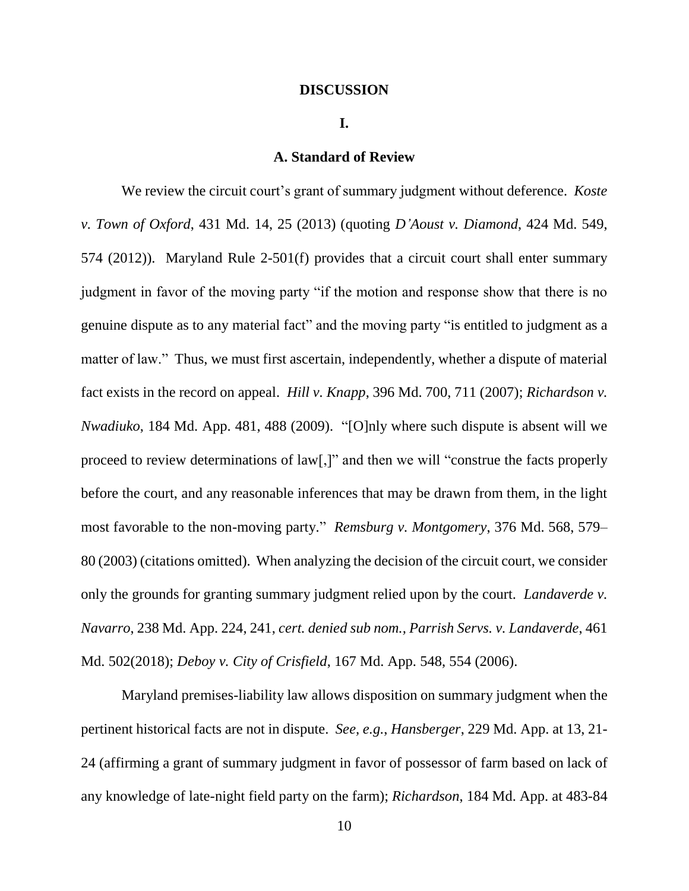## DISCUSSION

### I.

### A. Standard of Review

We review the circuit court's grant of summary judgment without deference. *Koste v. Town of Oxford*, 431 Md. 14, 25 (2013) (quoting *D'Aoust v. Diamond*, 424 Md. 549, 574 (2012)). Maryland Rule 2-501(f) provides that a circuit court shall enter summary judgment in favor of the moving party "if the motion and response show that there is no genuine dispute as to any material fact" and the moving party "is entitled to judgment as a matter of law." Thus, we must first ascertain, independently, whether a dispute of material fact exists in the record on appeal. *Hill v. Knapp*, 396 Md. 700, 711 (2007); *Richardson v. Nwadiuko*, 184 Md. App. 481, 488 (2009). "[O]nly where such dispute is absent will we proceed to review determinations of law[,]" and then we will "construe the facts properly before the court, and any reasonable inferences that may be drawn from them, in the light most favorable to the non-moving party." *Remsburg v. Montgomery*, 376 Md. 568, 579–80 (2003) (citations omitted). When analyzing the decision of the circuit court, we consider only the grounds for granting summary judgment relied upon by the court. *Landaverde v. Navarro*, 238 Md. App. 224, 241, *cert. denied sub nom., Parrish Servs. v. Landaverde*, 461 Md. 502(2018); *Deboy v. City of Crisfield*, 167 Md. App. 548, 554 (2006).

Maryland premises-liability law allows disposition on summary judgment when the pertinent historical facts are not in dispute. *See, e.g.*, *Hansberger*, 229 Md. App. at 13, 21-24 (affirming a grant of summary judgment in favor of possessor of farm based on lack of any knowledge of late-night field party on the farm); *Richardson*, 184 Md. App. at 483-84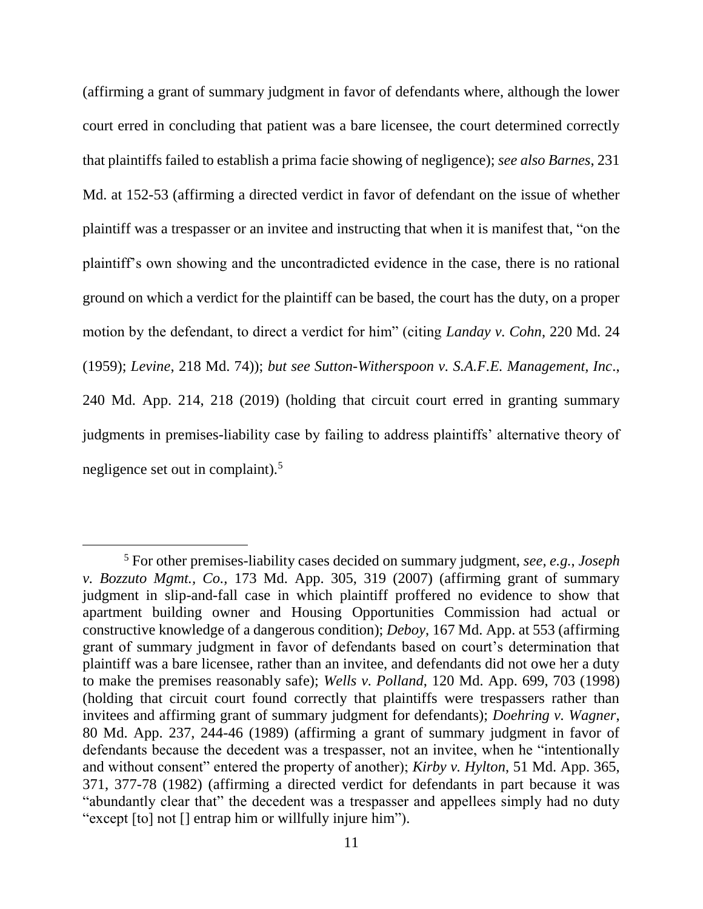(affirming a grant of summary judgment in favor of defendants where, although the lower court erred in concluding that patient was a bare licensee, the court determined correctly that plaintiffs failed to establish a prima facie showing of negligence); *see also Barnes*, 231 Md. at 152-53 (affirming a directed verdict in favor of defendant on the issue of whether plaintiff was a trespasser or an invitee and instructing that when it is manifest that, "on the plaintiff's own showing and the uncontradicted evidence in the case, there is no rational ground on which a verdict for the plaintiff can be based, the court has the duty, on a proper motion by the defendant, to direct a verdict for him" (citing *Landay v. Cohn*, 220 Md. 24 (1959); *Levine*, 218 Md. 74)); *but see Sutton-Witherspoon v. S.A.F.E. Management, Inc*., 240 Md. App. 214, 218 (2019) (holding that circuit court erred in granting summary judgments in premises-liability case by failing to address plaintiffs' alternative theory of negligence set out in complaint).[5]

---

[5] For other premises-liability cases decided on summary judgment, *see, e.g.*, *Joseph v. Bozzuto Mgmt., Co.*, 173 Md. App. 305, 319 (2007) (affirming grant of summary judgment in slip-and-fall case in which plaintiff proffered no evidence to show that apartment building owner and Housing Opportunities Commission had actual or constructive knowledge of a dangerous condition); *Deboy*, 167 Md. App. at 553 (affirming grant of summary judgment in favor of defendants based on court's determination that plaintiff was a bare licensee, rather than an invitee, and defendants did not owe her a duty to make the premises reasonably safe); *Wells v. Polland*, 120 Md. App. 699, 703 (1998) (holding that circuit court found correctly that plaintiffs were trespassers rather than invitees and affirming grant of summary judgment for defendants); *Doehring v. Wagner*, 80 Md. App. 237, 244-46 (1989) (affirming a grant of summary judgment in favor of defendants because the decedent was a trespasser, not an invitee, when he "intentionally and without consent" entered the property of another); *Kirby v. Hylton*, 51 Md. App. 365, 371, 377-78 (1982) (affirming a directed verdict for defendants in part because it was "abundantly clear that" the decedent was a trespasser and appellees simply had no duty "except [to] not [] entrap him or willfully injure him").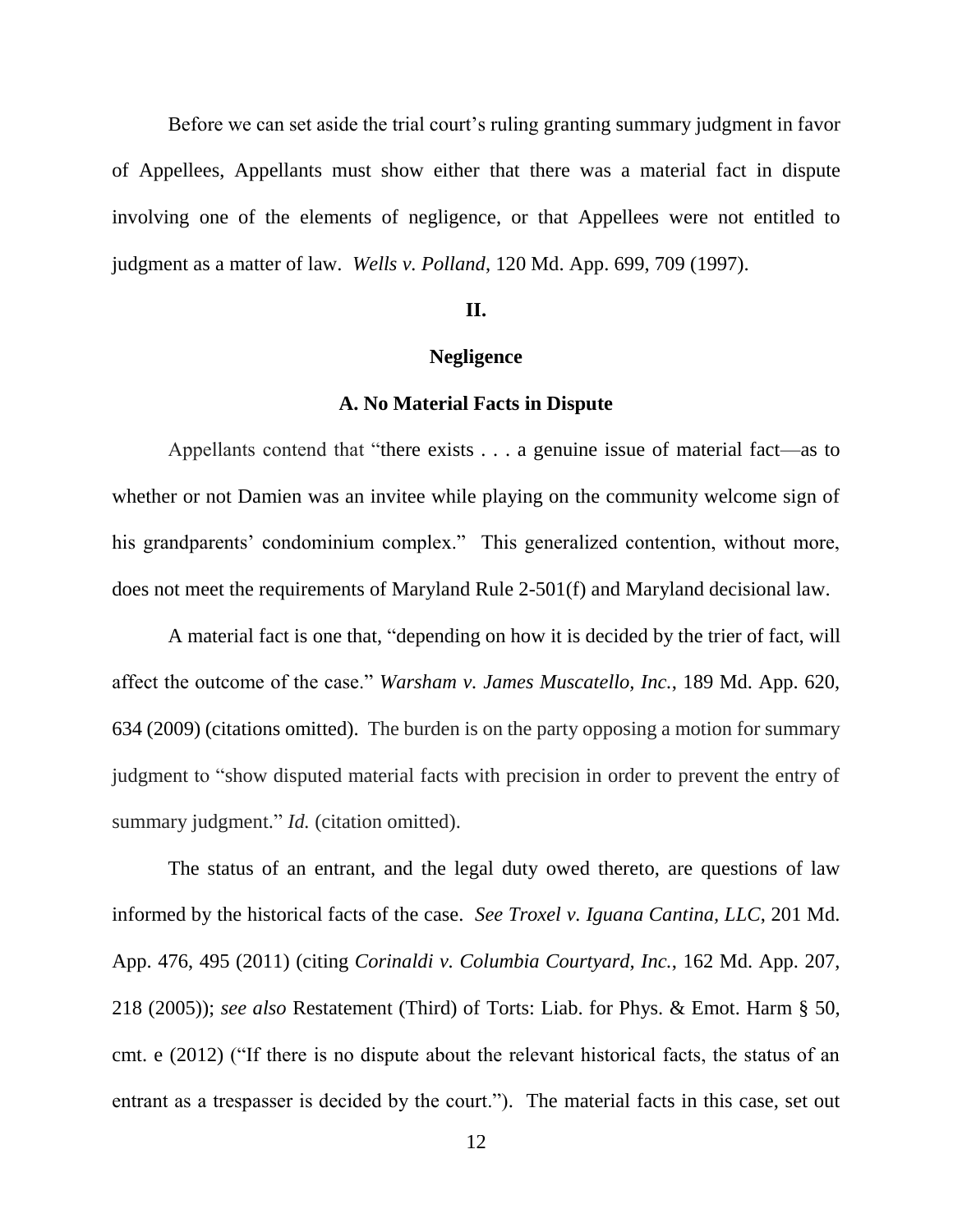Before we can set aside the trial court's ruling granting summary judgment in favor of Appellees, Appellants must show either that there was a material fact in dispute involving one of the elements of negligence, or that Appellees were not entitled to judgment as a matter of law. *Wells v. Polland*, 120 Md. App. 699, 709 (1997).

## II.

## Negligence

### A. No Material Facts in Dispute

Appellants contend that "there exists . . . a genuine issue of material fact—as to whether or not Damien was an invitee while playing on the community welcome sign of his grandparents' condominium complex." This generalized contention, without more, does not meet the requirements of Maryland Rule 2-501(f) and Maryland decisional law.

A material fact is one that, "depending on how it is decided by the trier of fact, will affect the outcome of the case." *Warsham v. James Muscatello, Inc.*, 189 Md. App. 620, 634 (2009) (citations omitted). The burden is on the party opposing a motion for summary judgment to "show disputed material facts with precision in order to prevent the entry of summary judgment." *Id.* (citation omitted).

The status of an entrant, and the legal duty owed thereto, are questions of law informed by the historical facts of the case. *See Troxel v. Iguana Cantina, LLC*, 201 Md. App. 476, 495 (2011) (citing *Corinaldi v. Columbia Courtyard, Inc.*, 162 Md. App. 207, 218 (2005)); *see also* Restatement (Third) of Torts: Liab. for Phys. & Emot. Harm § 50, cmt. e (2012) ("If there is no dispute about the relevant historical facts, the status of an entrant as a trespasser is decided by the court."). The material facts in this case, set out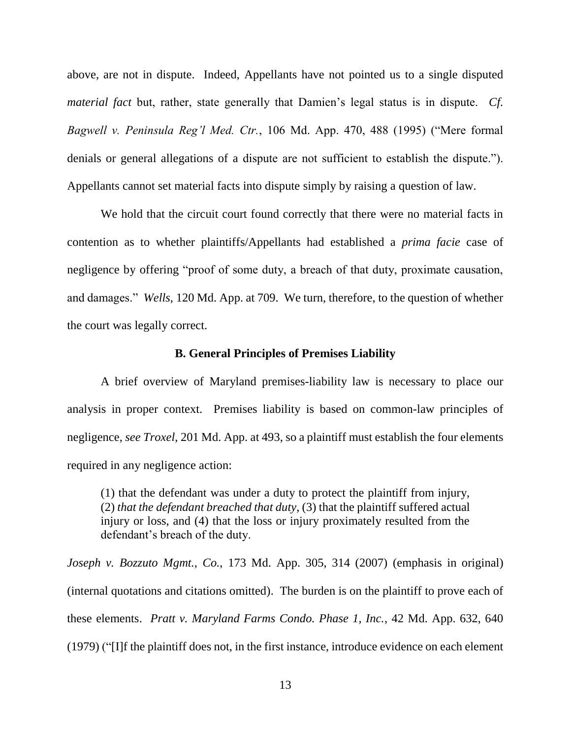above, are not in dispute. Indeed, Appellants have not pointed us to a single disputed *material fact* but, rather, state generally that Damien's legal status is in dispute. *Cf. Bagwell v. Peninsula Reg'l Med. Ctr.*, 106 Md. App. 470, 488 (1995) ("Mere formal denials or general allegations of a dispute are not sufficient to establish the dispute."). Appellants cannot set material facts into dispute simply by raising a question of law.

We hold that the circuit court found correctly that there were no material facts in contention as to whether plaintiffs/Appellants had established a *prima facie* case of negligence by offering "proof of some duty, a breach of that duty, proximate causation, and damages." *Wells*, 120 Md. App. at 709. We turn, therefore, to the question of whether the court was legally correct.

### B. General Principles of Premises Liability

A brief overview of Maryland premises-liability law is necessary to place our analysis in proper context. Premises liability is based on common-law principles of negligence, *see Troxel*, 201 Md. App. at 493, so a plaintiff must establish the four elements required in any negligence action:

> (1) that the defendant was under a duty to protect the plaintiff from injury, (2) *that the defendant breached that duty*, (3) that the plaintiff suffered actual injury or loss, and (4) that the loss or injury proximately resulted from the defendant's breach of the duty.

*Joseph v. Bozzuto Mgmt., Co.*, 173 Md. App. 305, 314 (2007) (emphasis in original) (internal quotations and citations omitted). The burden is on the plaintiff to prove each of these elements. *Pratt v. Maryland Farms Condo. Phase 1, Inc.*, 42 Md. App. 632, 640 (1979) ("[I]f the plaintiff does not, in the first instance, introduce evidence on each element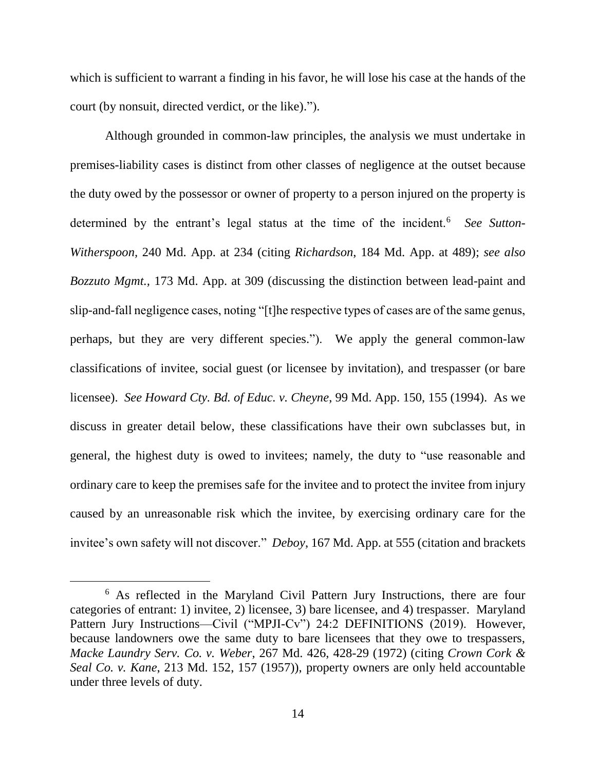which is sufficient to warrant a finding in his favor, he will lose his case at the hands of the court (by nonsuit, directed verdict, or the like).").

Although grounded in common-law principles, the analysis we must undertake in premises-liability cases is distinct from other classes of negligence at the outset because the duty owed by the possessor or owner of property to a person injured on the property is determined by the entrant's legal status at the time of the incident.[6] *See Sutton-Witherspoon*, 240 Md. App. at 234 (citing *Richardson*, 184 Md. App. at 489); *see also Bozzuto Mgmt.*, 173 Md. App. at 309 (discussing the distinction between lead-paint and slip-and-fall negligence cases, noting "[t]he respective types of cases are of the same genus, perhaps, but they are very different species."). We apply the general common-law classifications of invitee, social guest (or licensee by invitation), and trespasser (or bare licensee). *See Howard Cty. Bd. of Educ. v. Cheyne*, 99 Md. App. 150, 155 (1994). As we discuss in greater detail below, these classifications have their own subclasses but, in general, the highest duty is owed to invitees; namely, the duty to "use reasonable and ordinary care to keep the premises safe for the invitee and to protect the invitee from injury caused by an unreasonable risk which the invitee, by exercising ordinary care for the invitee's own safety will not discover." *Deboy*, 167 Md. App. at 555 (citation and brackets

---

[6] As reflected in the Maryland Civil Pattern Jury Instructions, there are four categories of entrant: 1) invitee, 2) licensee, 3) bare licensee, and 4) trespasser. Maryland Pattern Jury Instructions—Civil ("MPJI-Cv") 24:2 DEFINITIONS (2019). However, because landowners owe the same duty to bare licensees that they owe to trespassers, *Macke Laundry Serv. Co. v. Weber*, 267 Md. 426, 428-29 (1972) (citing *Crown Cork & Seal Co. v. Kane*, 213 Md. 152, 157 (1957)), property owners are only held accountable under three levels of duty.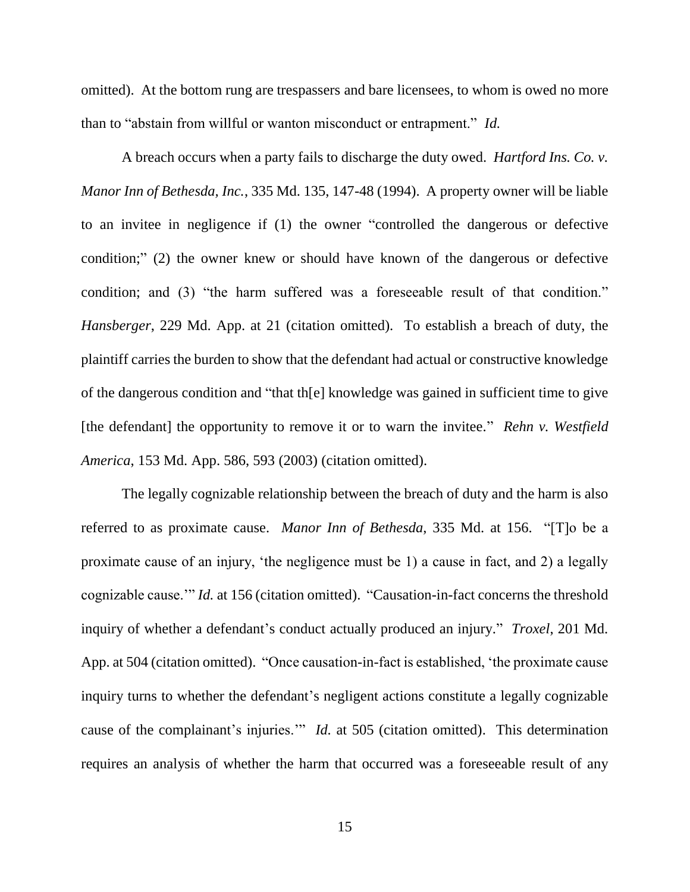omitted). At the bottom rung are trespassers and bare licensees, to whom is owed no more than to "abstain from willful or wanton misconduct or entrapment." *Id.*

A breach occurs when a party fails to discharge the duty owed. *Hartford Ins. Co. v. Manor Inn of Bethesda, Inc.*, 335 Md. 135, 147-48 (1994). A property owner will be liable to an invitee in negligence if (1) the owner "controlled the dangerous or defective condition;" (2) the owner knew or should have known of the dangerous or defective condition; and (3) "the harm suffered was a foreseeable result of that condition." *Hansberger*, 229 Md. App. at 21 (citation omitted). To establish a breach of duty, the plaintiff carries the burden to show that the defendant had actual or constructive knowledge of the dangerous condition and "that th[e] knowledge was gained in sufficient time to give [the defendant] the opportunity to remove it or to warn the invitee." *Rehn v. Westfield America*, 153 Md. App. 586, 593 (2003) (citation omitted).

The legally cognizable relationship between the breach of duty and the harm is also referred to as proximate cause. *Manor Inn of Bethesda*, 335 Md. at 156. "[T]o be a proximate cause of an injury, 'the negligence must be 1) a cause in fact, and 2) a legally cognizable cause.'" *Id.* at 156 (citation omitted). "Causation-in-fact concerns the threshold inquiry of whether a defendant's conduct actually produced an injury." *Troxel*, 201 Md. App. at 504 (citation omitted). "Once causation-in-fact is established, 'the proximate cause inquiry turns to whether the defendant's negligent actions constitute a legally cognizable cause of the complainant's injuries.'" *Id.* at 505 (citation omitted). This determination requires an analysis of whether the harm that occurred was a foreseeable result of any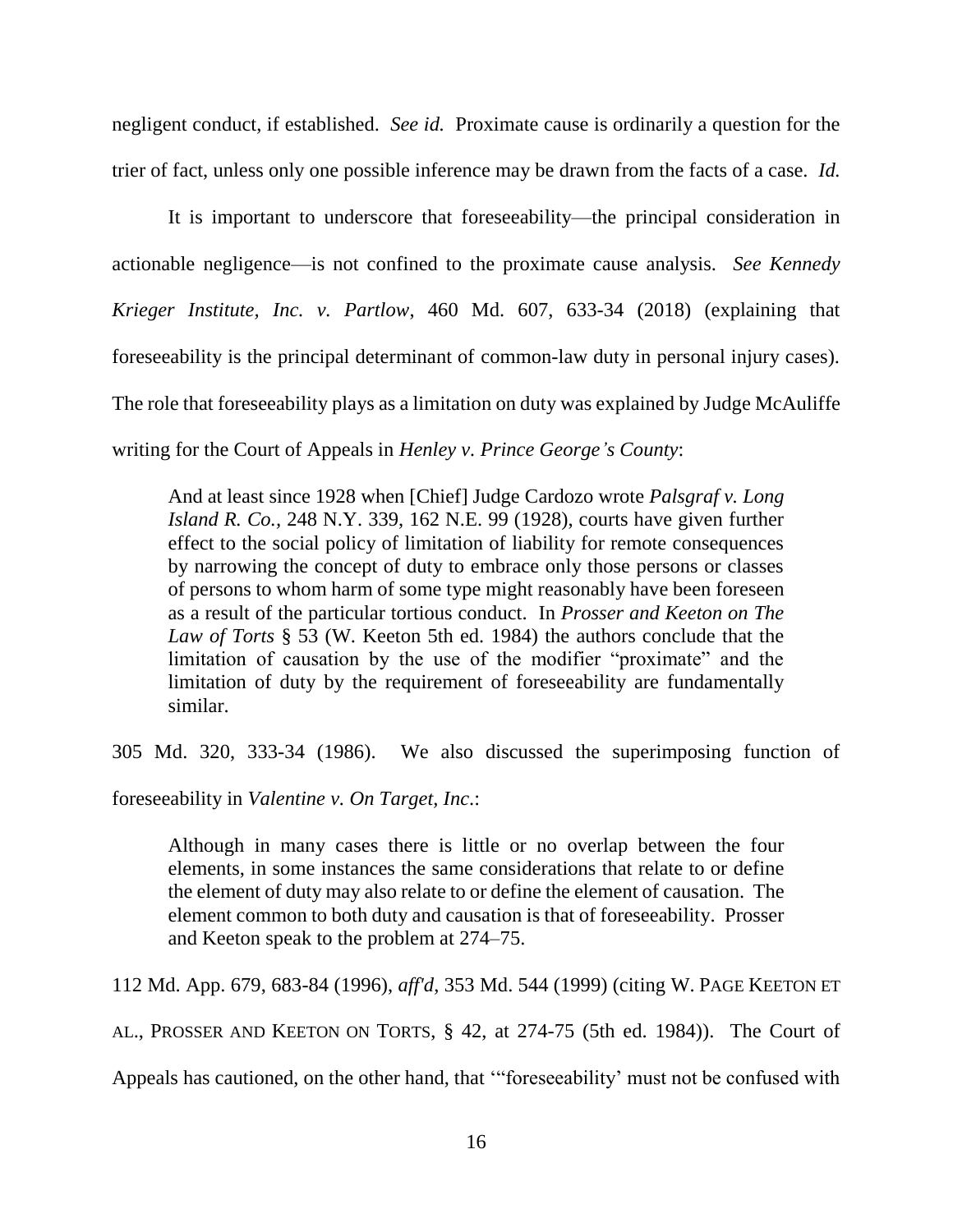negligent conduct, if established. *See id.* Proximate cause is ordinarily a question for the trier of fact, unless only one possible inference may be drawn from the facts of a case. *Id.*

It is important to underscore that foreseeability—the principal consideration in actionable negligence—is not confined to the proximate cause analysis. *See Kennedy Krieger Institute, Inc. v. Partlow*, 460 Md. 607, 633-34 (2018) (explaining that foreseeability is the principal determinant of common-law duty in personal injury cases). The role that foreseeability plays as a limitation on duty was explained by Judge McAuliffe writing for the Court of Appeals in *Henley v. Prince George's County*:

> And at least since 1928 when [Chief] Judge Cardozo wrote *Palsgraf v. Long Island R. Co.*, 248 N.Y. 339, 162 N.E. 99 (1928), courts have given further effect to the social policy of limitation of liability for remote consequences by narrowing the concept of duty to embrace only those persons or classes of persons to whom harm of some type might reasonably have been foreseen as a result of the particular tortious conduct. In *Prosser and Keeton on The Law of Torts* § 53 (W. Keeton 5th ed. 1984) the authors conclude that the limitation of causation by the use of the modifier "proximate" and the limitation of duty by the requirement of foreseeability are fundamentally similar.

305 Md. 320, 333-34 (1986). We also discussed the superimposing function of foreseeability in *Valentine v. On Target, Inc.*:

> Although in many cases there is little or no overlap between the four elements, in some instances the same considerations that relate to or define the element of duty may also relate to or define the element of causation. The element common to both duty and causation is that of foreseeability. Prosser and Keeton speak to the problem at 274–75.

112 Md. App. 679, 683-84 (1996), *aff'd*, 353 Md. 544 (1999) (citing W. PAGE KEETON ET AL., PROSSER AND KEETON ON TORTS, § 42, at 274-75 (5th ed. 1984)). The Court of Appeals has cautioned, on the other hand, that '"foreseeability' must not be confused with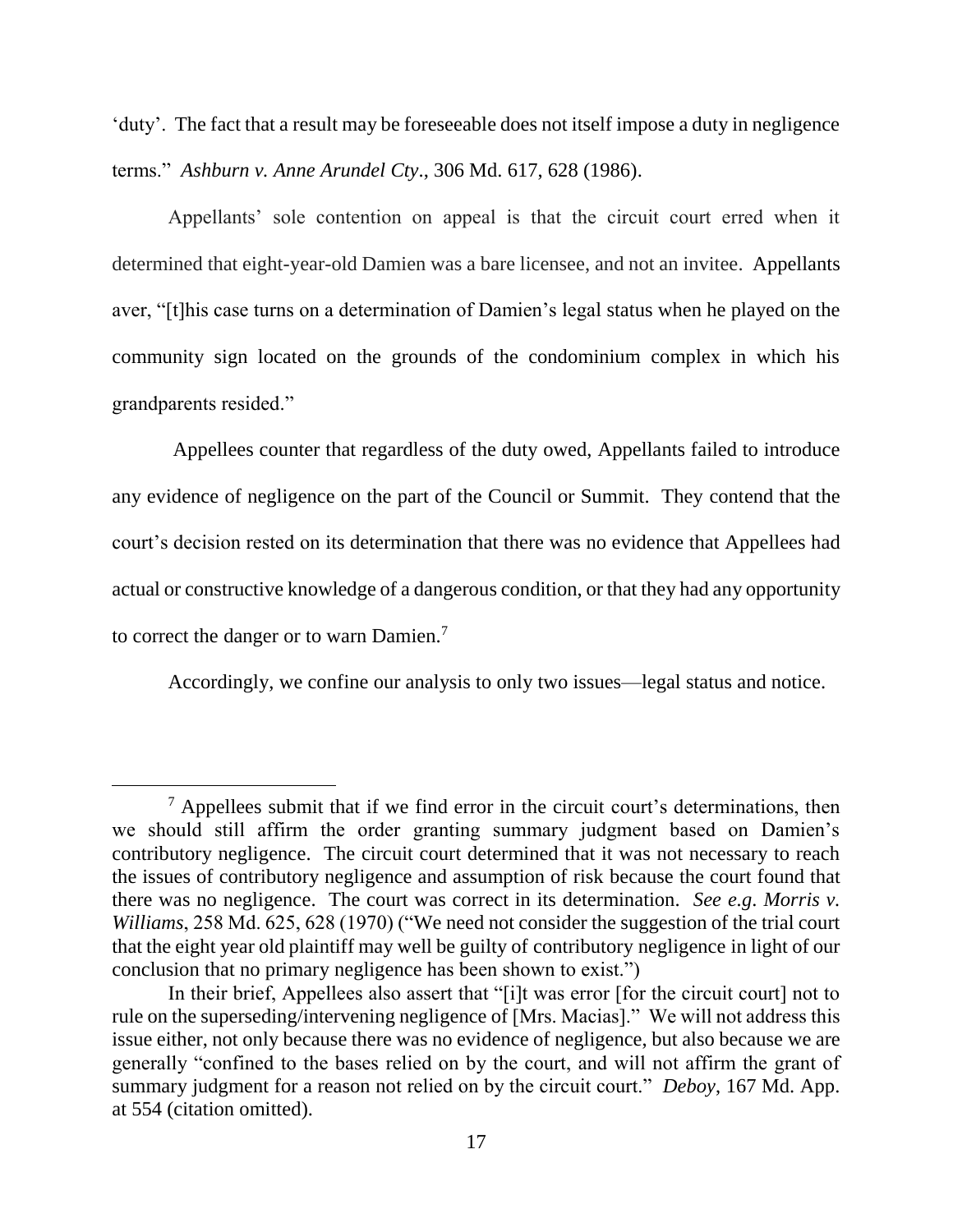'duty'. The fact that a result may be foreseeable does not itself impose a duty in negligence terms." *Ashburn v. Anne Arundel Cty*., 306 Md. 617, 628 (1986).

Appellants' sole contention on appeal is that the circuit court erred when it determined that eight-year-old Damien was a bare licensee, and not an invitee. Appellants aver, "[t]his case turns on a determination of Damien's legal status when he played on the community sign located on the grounds of the condominium complex in which his grandparents resided."

Appellees counter that regardless of the duty owed, Appellants failed to introduce any evidence of negligence on the part of the Council or Summit. They contend that the court's decision rested on its determination that there was no evidence that Appellees had actual or constructive knowledge of a dangerous condition, or that they had any opportunity to correct the danger or to warn Damien.[7]

Accordingly, we confine our analysis to only two issues—legal status and notice.

---

[7] Appellees submit that if we find error in the circuit court's determinations, then we should still affirm the order granting summary judgment based on Damien's contributory negligence. The circuit court determined that it was not necessary to reach the issues of contributory negligence and assumption of risk because the court found that there was no negligence. The court was correct in its determination. *See e.g. Morris v. Williams*, 258 Md. 625, 628 (1970) ("We need not consider the suggestion of the trial court that the eight year old plaintiff may well be guilty of contributory negligence in light of our conclusion that no primary negligence has been shown to exist.")

In their brief, Appellees also assert that "[i]t was error [for the circuit court] not to rule on the superseding/intervening negligence of [Mrs. Macias]." We will not address this issue either, not only because there was no evidence of negligence, but also because we are generally "confined to the bases relied on by the court, and will not affirm the grant of summary judgment for a reason not relied on by the circuit court." *Deboy*, 167 Md. App. at 554 (citation omitted).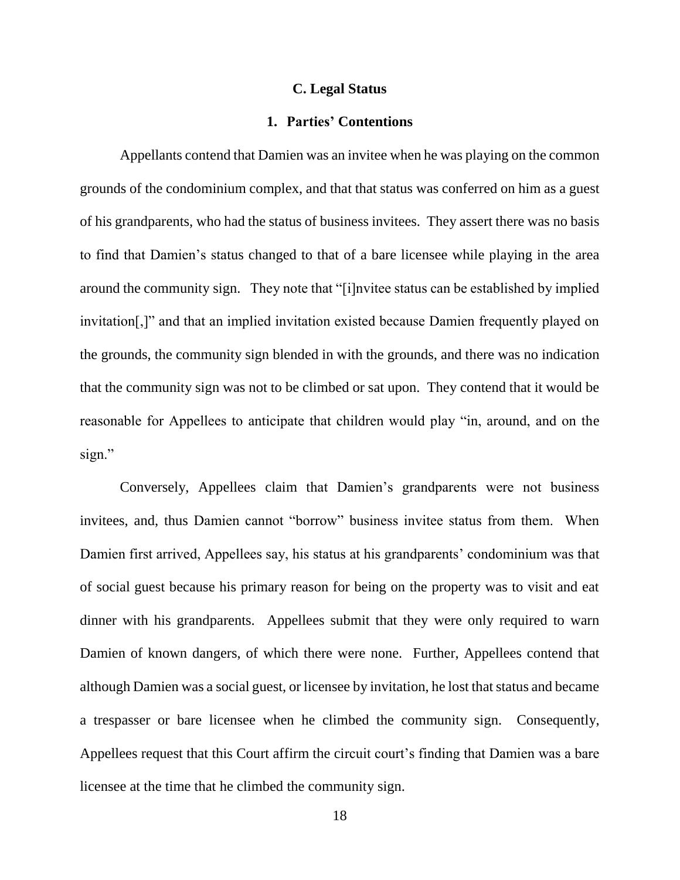### C. Legal Status

#### 1. Parties' Contentions

Appellants contend that Damien was an invitee when he was playing on the common grounds of the condominium complex, and that that status was conferred on him as a guest of his grandparents, who had the status of business invitees. They assert there was no basis to find that Damien's status changed to that of a bare licensee while playing in the area around the community sign. They note that "[i]nvitee status can be established by implied invitation[,]" and that an implied invitation existed because Damien frequently played on the grounds, the community sign blended in with the grounds, and there was no indication that the community sign was not to be climbed or sat upon. They contend that it would be reasonable for Appellees to anticipate that children would play "in, around, and on the sign."

Conversely, Appellees claim that Damien's grandparents were not business invitees, and, thus Damien cannot "borrow" business invitee status from them. When Damien first arrived, Appellees say, his status at his grandparents' condominium was that of social guest because his primary reason for being on the property was to visit and eat dinner with his grandparents. Appellees submit that they were only required to warn Damien of known dangers, of which there were none. Further, Appellees contend that although Damien was a social guest, or licensee by invitation, he lost that status and became a trespasser or bare licensee when he climbed the community sign. Consequently, Appellees request that this Court affirm the circuit court's finding that Damien was a bare licensee at the time that he climbed the community sign.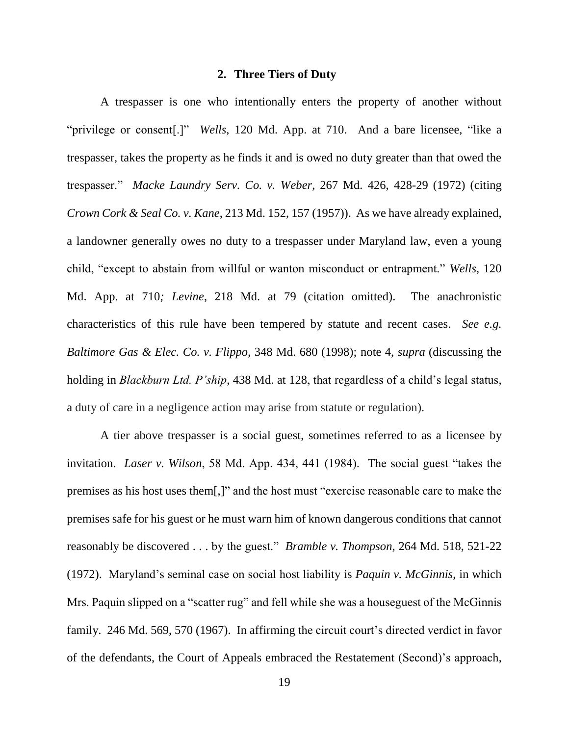### 2. Three Tiers of Duty

A trespasser is one who intentionally enters the property of another without "privilege or consent[.]" *Wells*, 120 Md. App. at 710. And a bare licensee, "like a trespasser, takes the property as he finds it and is owed no duty greater than that owed the trespasser." *Macke Laundry Serv. Co. v. Weber*, 267 Md. 426, 428-29 (1972) (citing *Crown Cork & Seal Co. v. Kane*, 213 Md. 152, 157 (1957)). As we have already explained, a landowner generally owes no duty to a trespasser under Maryland law, even a young child, "except to abstain from willful or wanton misconduct or entrapment." *Wells*, 120 Md. App. at 710*; Levine*, 218 Md. at 79 (citation omitted). The anachronistic characteristics of this rule have been tempered by statute and recent cases. *See e.g. Baltimore Gas & Elec. Co. v. Flippo*, 348 Md. 680 (1998); note 4, *supra* (discussing the holding in *Blackburn Ltd. P'ship*, 438 Md. at 128, that regardless of a child's legal status, a duty of care in a negligence action may arise from statute or regulation).

A tier above trespasser is a social guest, sometimes referred to as a licensee by invitation. *Laser v. Wilson*, 58 Md. App. 434, 441 (1984). The social guest "takes the premises as his host uses them[,]" and the host must "exercise reasonable care to make the premises safe for his guest or he must warn him of known dangerous conditions that cannot reasonably be discovered . . . by the guest." *Bramble v. Thompson*, 264 Md. 518, 521-22 (1972). Maryland's seminal case on social host liability is *Paquin v. McGinnis*, in which Mrs. Paquin slipped on a "scatter rug" and fell while she was a houseguest of the McGinnis family. 246 Md. 569, 570 (1967). In affirming the circuit court's directed verdict in favor of the defendants, the Court of Appeals embraced the Restatement (Second)'s approach,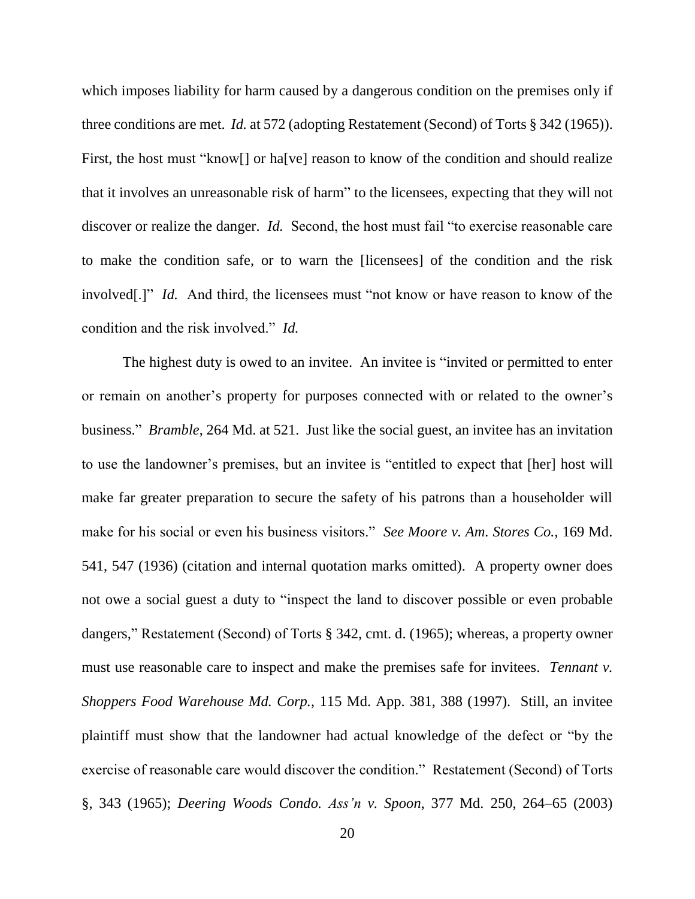which imposes liability for harm caused by a dangerous condition on the premises only if three conditions are met. *Id.* at 572 (adopting Restatement (Second) of Torts § 342 (1965)). First, the host must "know[] or ha[ve] reason to know of the condition and should realize that it involves an unreasonable risk of harm" to the licensees, expecting that they will not discover or realize the danger. *Id.* Second, the host must fail "to exercise reasonable care to make the condition safe, or to warn the [licensees] of the condition and the risk involved[.]" *Id.* And third, the licensees must "not know or have reason to know of the condition and the risk involved." *Id.*

The highest duty is owed to an invitee. An invitee is "invited or permitted to enter or remain on another's property for purposes connected with or related to the owner's business." *Bramble*, 264 Md. at 521. Just like the social guest, an invitee has an invitation to use the landowner's premises, but an invitee is "entitled to expect that [her] host will make far greater preparation to secure the safety of his patrons than a householder will make for his social or even his business visitors." *See Moore v. Am. Stores Co.*, 169 Md. 541, 547 (1936) (citation and internal quotation marks omitted). A property owner does not owe a social guest a duty to "inspect the land to discover possible or even probable dangers," Restatement (Second) of Torts § 342, cmt. d. (1965); whereas, a property owner must use reasonable care to inspect and make the premises safe for invitees. *Tennant v. Shoppers Food Warehouse Md. Corp.*, 115 Md. App. 381, 388 (1997). Still, an invitee plaintiff must show that the landowner had actual knowledge of the defect or "by the exercise of reasonable care would discover the condition." Restatement (Second) of Torts §, 343 (1965); *Deering Woods Condo. Ass'n v. Spoon*, 377 Md. 250, 264–65 (2003)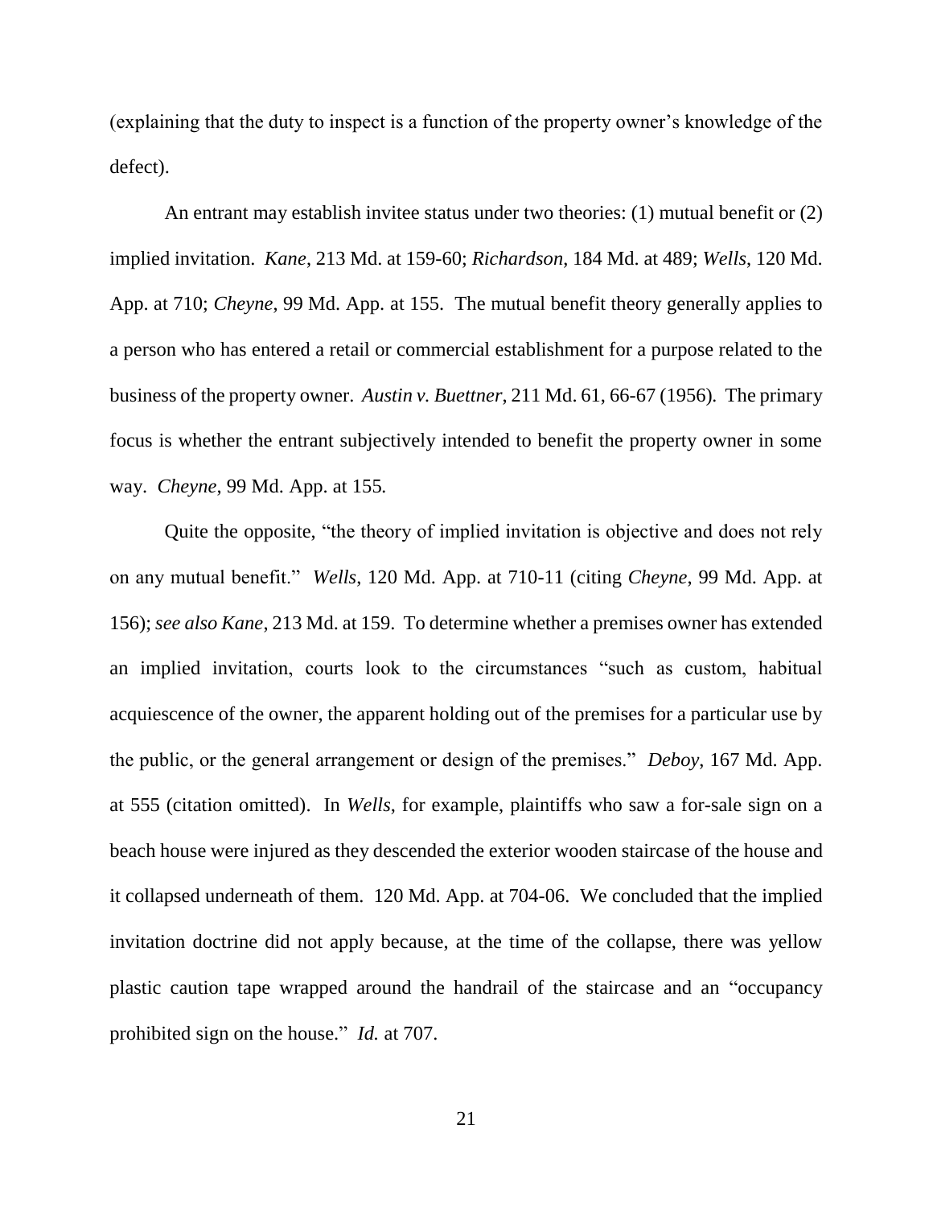(explaining that the duty to inspect is a function of the property owner's knowledge of the defect).

An entrant may establish invitee status under two theories: (1) mutual benefit or (2) implied invitation. *Kane*, 213 Md. at 159-60; *Richardson*, 184 Md. at 489; *Wells*, 120 Md. App. at 710; *Cheyne*, 99 Md. App. at 155. The mutual benefit theory generally applies to a person who has entered a retail or commercial establishment for a purpose related to the business of the property owner. *Austin v. Buettner*, 211 Md. 61, 66-67 (1956). The primary focus is whether the entrant subjectively intended to benefit the property owner in some way. *Cheyne*, 99 Md. App. at 155.

Quite the opposite, "the theory of implied invitation is objective and does not rely on any mutual benefit." *Wells*, 120 Md. App. at 710-11 (citing *Cheyne*, 99 Md. App. at 156); *see also Kane*, 213 Md. at 159. To determine whether a premises owner has extended an implied invitation, courts look to the circumstances "such as custom, habitual acquiescence of the owner, the apparent holding out of the premises for a particular use by the public, or the general arrangement or design of the premises." *Deboy*, 167 Md. App. at 555 (citation omitted). In *Wells*, for example, plaintiffs who saw a for-sale sign on a beach house were injured as they descended the exterior wooden staircase of the house and it collapsed underneath of them. 120 Md. App. at 704-06. We concluded that the implied invitation doctrine did not apply because, at the time of the collapse, there was yellow plastic caution tape wrapped around the handrail of the staircase and an "occupancy prohibited sign on the house." *Id.* at 707.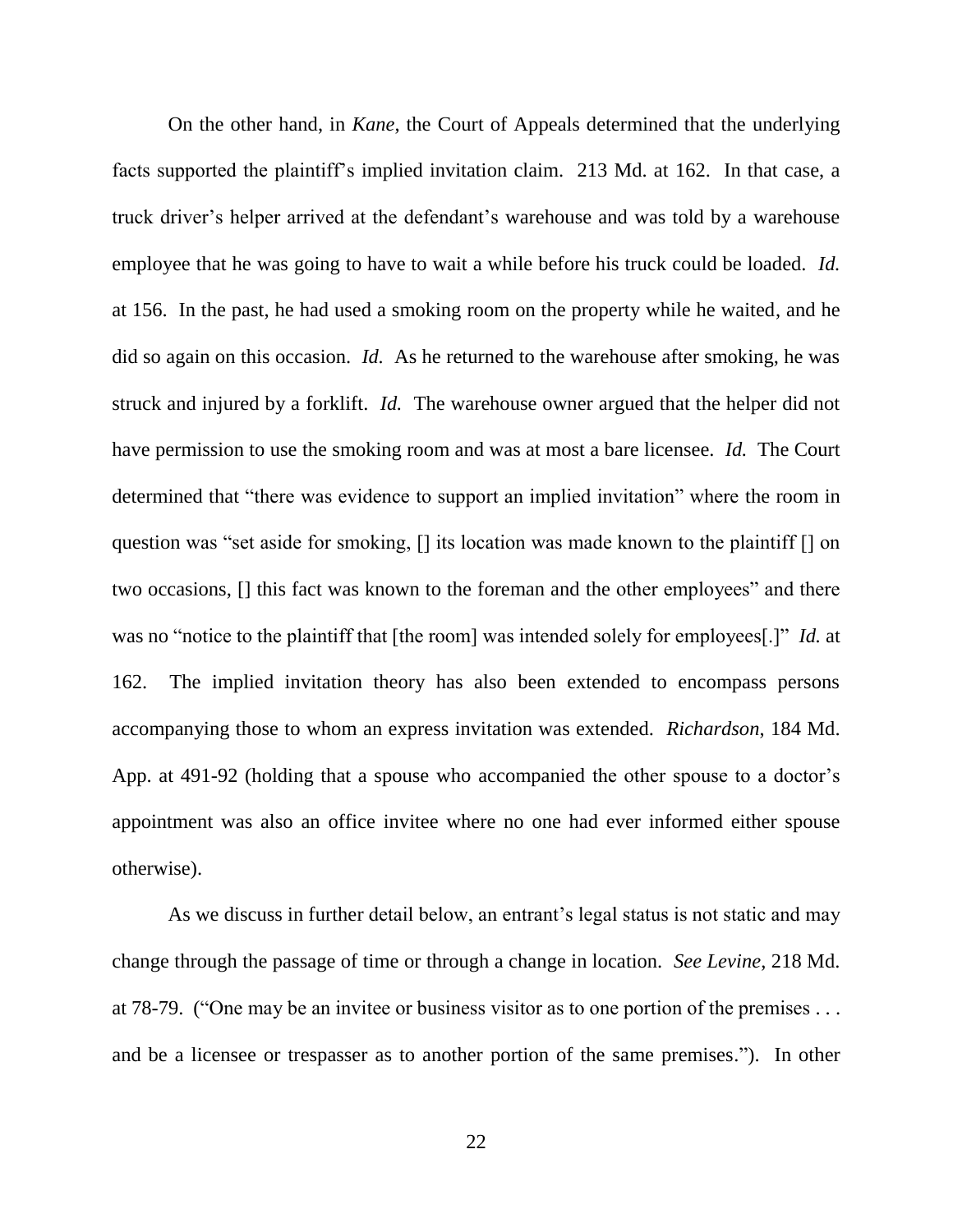On the other hand, in *Kane*, the Court of Appeals determined that the underlying facts supported the plaintiff's implied invitation claim. 213 Md. at 162. In that case, a truck driver's helper arrived at the defendant's warehouse and was told by a warehouse employee that he was going to have to wait a while before his truck could be loaded. *Id.* at 156. In the past, he had used a smoking room on the property while he waited, and he did so again on this occasion. *Id.* As he returned to the warehouse after smoking, he was struck and injured by a forklift. *Id.* The warehouse owner argued that the helper did not have permission to use the smoking room and was at most a bare licensee. *Id.* The Court determined that "there was evidence to support an implied invitation" where the room in question was "set aside for smoking, [] its location was made known to the plaintiff [] on two occasions, [] this fact was known to the foreman and the other employees" and there was no "notice to the plaintiff that [the room] was intended solely for employees[.]" *Id.* at 162. The implied invitation theory has also been extended to encompass persons accompanying those to whom an express invitation was extended. *Richardson*, 184 Md. App. at 491-92 (holding that a spouse who accompanied the other spouse to a doctor's appointment was also an office invitee where no one had ever informed either spouse otherwise).

As we discuss in further detail below, an entrant's legal status is not static and may change through the passage of time or through a change in location. *See Levine*, 218 Md. at 78-79. ("One may be an invitee or business visitor as to one portion of the premises . . . and be a licensee or trespasser as to another portion of the same premises."). In other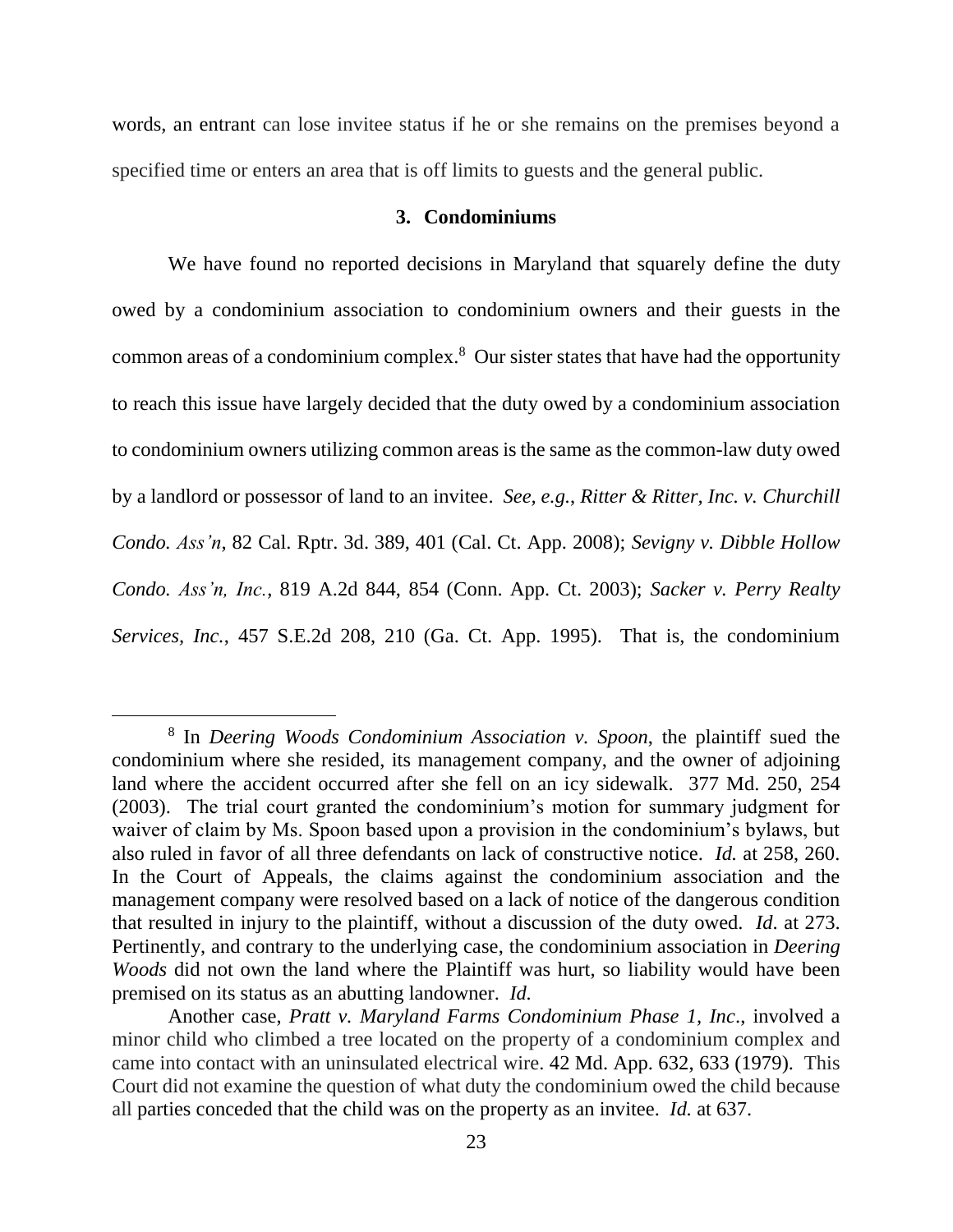words, an entrant can lose invitee status if he or she remains on the premises beyond a specified time or enters an area that is off limits to guests and the general public.

### 3. Condominiums

We have found no reported decisions in Maryland that squarely define the duty owed by a condominium association to condominium owners and their guests in the common areas of a condominium complex.[8] Our sister states that have had the opportunity to reach this issue have largely decided that the duty owed by a condominium association to condominium owners utilizing common areas is the same as the common-law duty owed by a landlord or possessor of land to an invitee. *See, e.g.*, *Ritter & Ritter, Inc. v. Churchill Condo. Ass'n*, 82 Cal. Rptr. 3d. 389, 401 (Cal. Ct. App. 2008); *Sevigny v. Dibble Hollow Condo. Ass'n, Inc.*, 819 A.2d 844, 854 (Conn. App. Ct. 2003); *Sacker v. Perry Realty Services, Inc.*, 457 S.E.2d 208, 210 (Ga. Ct. App. 1995). That is, the condominium

---

[8] In *Deering Woods Condominium Association v. Spoon*, the plaintiff sued the condominium where she resided, its management company, and the owner of adjoining land where the accident occurred after she fell on an icy sidewalk. 377 Md. 250, 254 (2003). The trial court granted the condominium's motion for summary judgment for waiver of claim by Ms. Spoon based upon a provision in the condominium's bylaws, but also ruled in favor of all three defendants on lack of constructive notice. *Id.* at 258, 260. In the Court of Appeals, the claims against the condominium association and the management company were resolved based on a lack of notice of the dangerous condition that resulted in injury to the plaintiff, without a discussion of the duty owed. *Id*. at 273. Pertinently, and contrary to the underlying case, the condominium association in *Deering Woods* did not own the land where the Plaintiff was hurt, so liability would have been premised on its status as an abutting landowner. *Id.*

Another case, *Pratt v. Maryland Farms Condominium Phase 1, Inc*., involved a minor child who climbed a tree located on the property of a condominium complex and came into contact with an uninsulated electrical wire. 42 Md. App. 632, 633 (1979). This Court did not examine the question of what duty the condominium owed the child because all parties conceded that the child was on the property as an invitee. *Id.* at 637.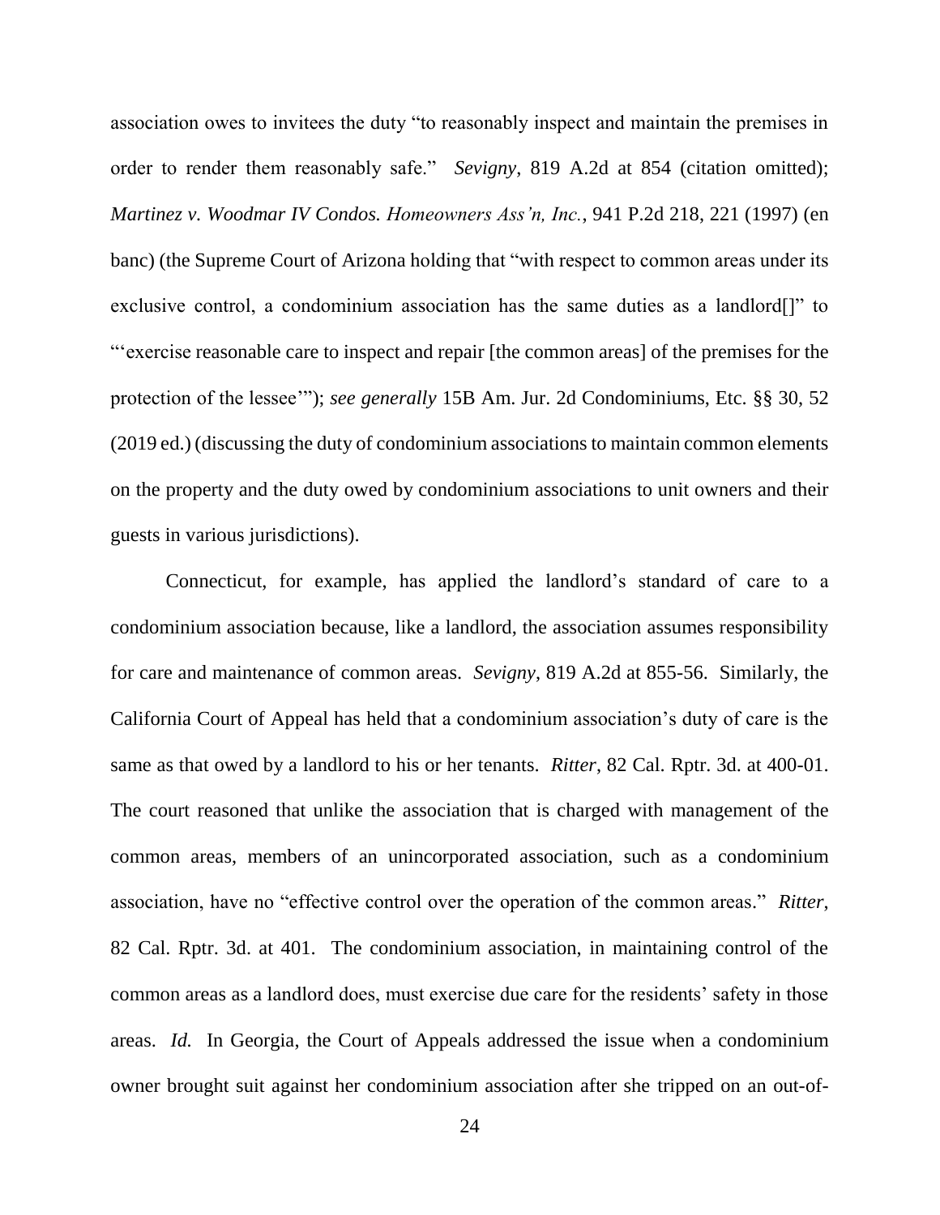association owes to invitees the duty "to reasonably inspect and maintain the premises in order to render them reasonably safe." *Sevigny*, 819 A.2d at 854 (citation omitted); *Martinez v. Woodmar IV Condos. Homeowners Ass'n, Inc.*, 941 P.2d 218, 221 (1997) (en banc) (the Supreme Court of Arizona holding that "with respect to common areas under its exclusive control, a condominium association has the same duties as a landlord[]" to "'exercise reasonable care to inspect and repair [the common areas] of the premises for the protection of the lessee'"); *see generally* 15B Am. Jur. 2d Condominiums, Etc. §§ 30, 52 (2019 ed.) (discussing the duty of condominium associations to maintain common elements on the property and the duty owed by condominium associations to unit owners and their guests in various jurisdictions).

Connecticut, for example, has applied the landlord's standard of care to a condominium association because, like a landlord, the association assumes responsibility for care and maintenance of common areas. *Sevigny*, 819 A.2d at 855-56. Similarly, the California Court of Appeal has held that a condominium association's duty of care is the same as that owed by a landlord to his or her tenants. *Ritter*, 82 Cal. Rptr. 3d. at 400-01. The court reasoned that unlike the association that is charged with management of the common areas, members of an unincorporated association, such as a condominium association, have no "effective control over the operation of the common areas." *Ritter*, 82 Cal. Rptr. 3d. at 401. The condominium association, in maintaining control of the common areas as a landlord does, must exercise due care for the residents' safety in those areas. *Id.* In Georgia, the Court of Appeals addressed the issue when a condominium owner brought suit against her condominium association after she tripped on an out-of-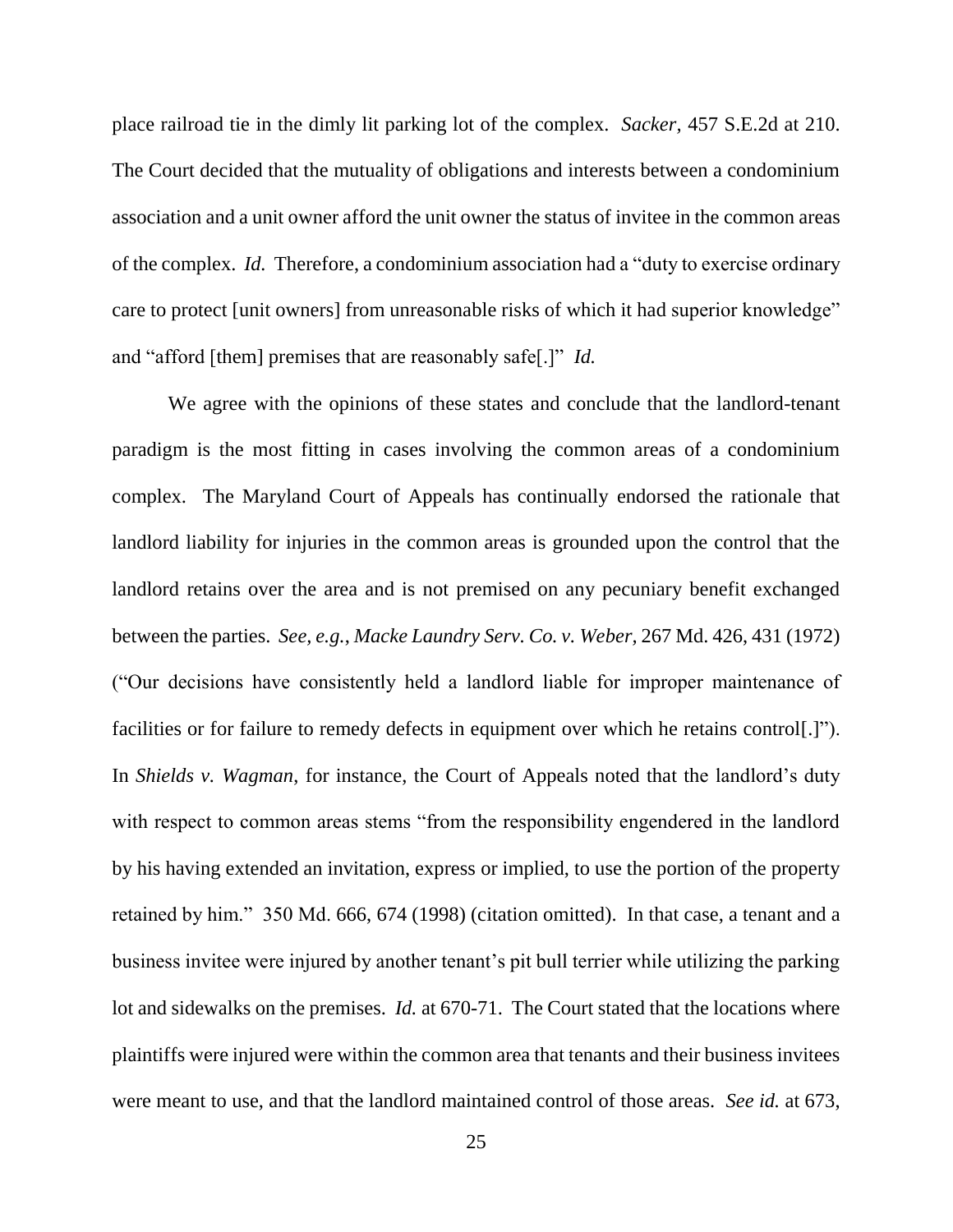place railroad tie in the dimly lit parking lot of the complex. *Sacker*, 457 S.E.2d at 210. The Court decided that the mutuality of obligations and interests between a condominium association and a unit owner afford the unit owner the status of invitee in the common areas of the complex. *Id.* Therefore, a condominium association had a "duty to exercise ordinary care to protect [unit owners] from unreasonable risks of which it had superior knowledge" and "afford [them] premises that are reasonably safe[.]" *Id.*

We agree with the opinions of these states and conclude that the landlord-tenant paradigm is the most fitting in cases involving the common areas of a condominium complex. The Maryland Court of Appeals has continually endorsed the rationale that landlord liability for injuries in the common areas is grounded upon the control that the landlord retains over the area and is not premised on any pecuniary benefit exchanged between the parties. *See, e.g.*, *Macke Laundry Serv. Co. v. Weber*, 267 Md. 426, 431 (1972) ("Our decisions have consistently held a landlord liable for improper maintenance of facilities or for failure to remedy defects in equipment over which he retains control[.]"). In *Shields v. Wagman*, for instance, the Court of Appeals noted that the landlord's duty with respect to common areas stems "from the responsibility engendered in the landlord by his having extended an invitation, express or implied, to use the portion of the property retained by him." 350 Md. 666, 674 (1998) (citation omitted). In that case, a tenant and a business invitee were injured by another tenant's pit bull terrier while utilizing the parking lot and sidewalks on the premises. *Id.* at 670-71. The Court stated that the locations where plaintiffs were injured were within the common area that tenants and their business invitees were meant to use, and that the landlord maintained control of those areas. *See id.* at 673,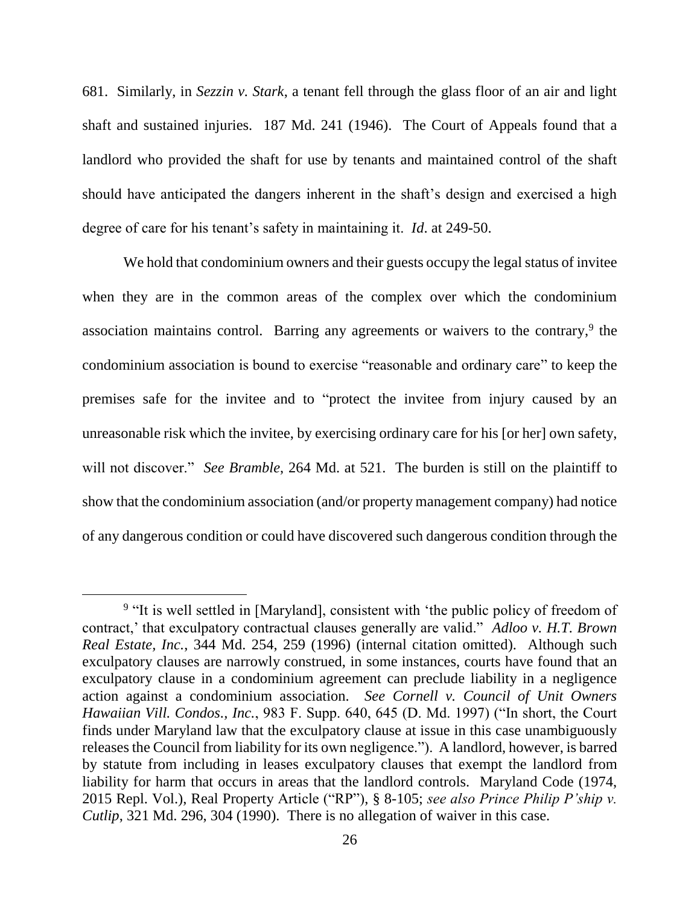681. Similarly, in *Sezzin v. Stark*, a tenant fell through the glass floor of an air and light shaft and sustained injuries. 187 Md. 241 (1946). The Court of Appeals found that a landlord who provided the shaft for use by tenants and maintained control of the shaft should have anticipated the dangers inherent in the shaft's design and exercised a high degree of care for his tenant's safety in maintaining it. *Id*. at 249-50.

We hold that condominium owners and their guests occupy the legal status of invitee when they are in the common areas of the complex over which the condominium association maintains control. Barring any agreements or waivers to the contrary,[9] the condominium association is bound to exercise "reasonable and ordinary care" to keep the premises safe for the invitee and to "protect the invitee from injury caused by an unreasonable risk which the invitee, by exercising ordinary care for his [or her] own safety, will not discover." *See Bramble*, 264 Md. at 521. The burden is still on the plaintiff to show that the condominium association (and/or property management company) had notice of any dangerous condition or could have discovered such dangerous condition through the

---

[9] "It is well settled in [Maryland], consistent with 'the public policy of freedom of contract,' that exculpatory contractual clauses generally are valid." *Adloo v. H.T. Brown Real Estate, Inc.*, 344 Md. 254, 259 (1996) (internal citation omitted). Although such exculpatory clauses are narrowly construed, in some instances, courts have found that an exculpatory clause in a condominium agreement can preclude liability in a negligence action against a condominium association. *See Cornell v. Council of Unit Owners Hawaiian Vill. Condos., Inc.*, 983 F. Supp. 640, 645 (D. Md. 1997) ("In short, the Court finds under Maryland law that the exculpatory clause at issue in this case unambiguously releases the Council from liability for its own negligence."). A landlord, however, is barred by statute from including in leases exculpatory clauses that exempt the landlord from liability for harm that occurs in areas that the landlord controls. Maryland Code (1974, 2015 Repl. Vol.), Real Property Article ("RP"), § 8-105; *see also Prince Philip P'ship v. Cutlip*, 321 Md. 296, 304 (1990). There is no allegation of waiver in this case.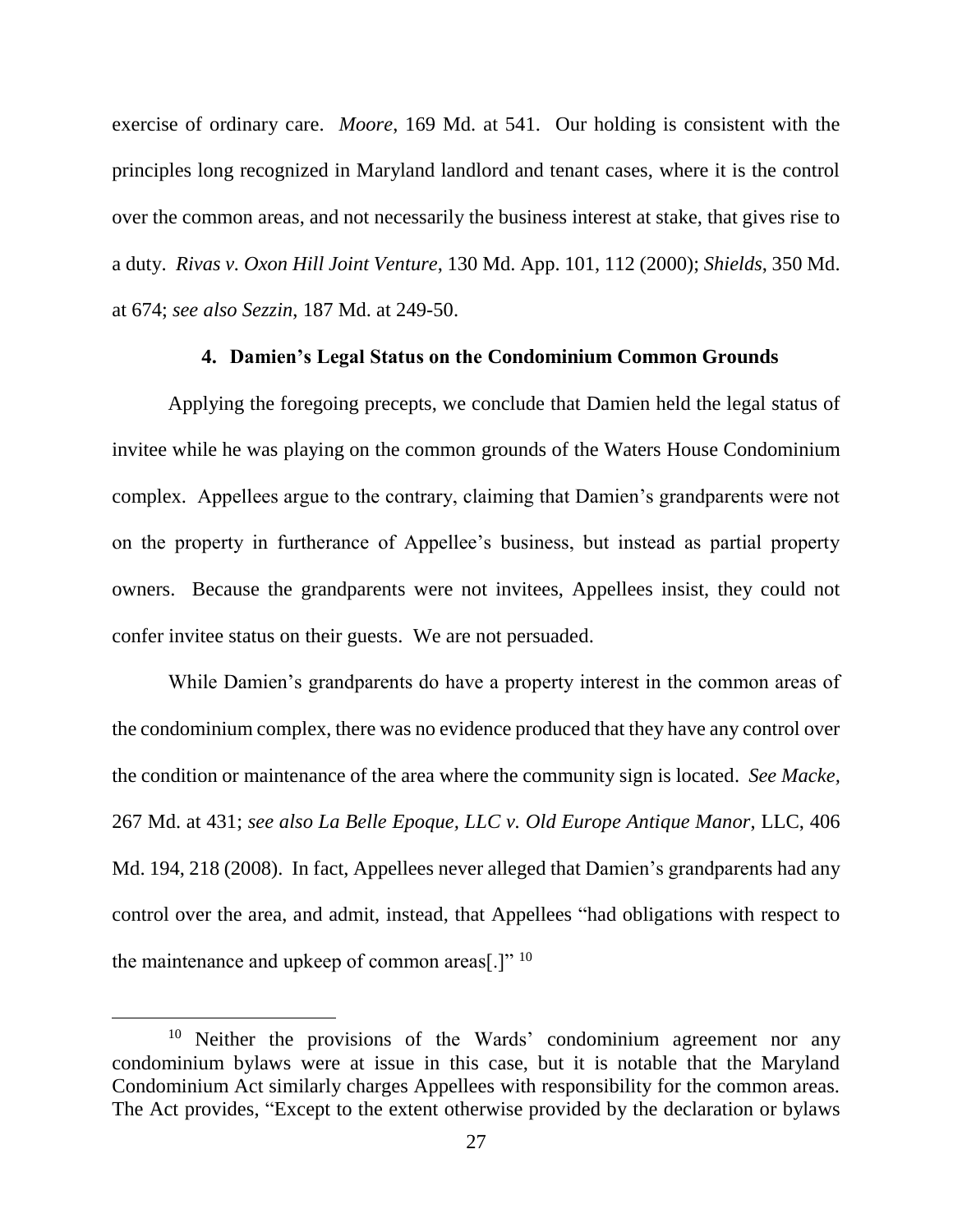exercise of ordinary care. *Moore*, 169 Md. at 541. Our holding is consistent with the principles long recognized in Maryland landlord and tenant cases, where it is the control over the common areas, and not necessarily the business interest at stake, that gives rise to a duty. *Rivas v. Oxon Hill Joint Venture*, 130 Md. App. 101, 112 (2000); *Shields*, 350 Md. at 674; *see also Sezzin*, 187 Md. at 249-50.

#### 4. Damien's Legal Status on the Condominium Common Grounds

Applying the foregoing precepts, we conclude that Damien held the legal status of invitee while he was playing on the common grounds of the Waters House Condominium complex. Appellees argue to the contrary, claiming that Damien's grandparents were not on the property in furtherance of Appellee's business, but instead as partial property owners. Because the grandparents were not invitees, Appellees insist, they could not confer invitee status on their guests. We are not persuaded.

While Damien's grandparents do have a property interest in the common areas of the condominium complex, there was no evidence produced that they have any control over the condition or maintenance of the area where the community sign is located. *See Macke*, 267 Md. at 431; *see also La Belle Epoque, LLC v. Old Europe Antique Manor*, LLC, 406 Md. 194, 218 (2008). In fact, Appellees never alleged that Damien's grandparents had any control over the area, and admit, instead, that Appellees "had obligations with respect to the maintenance and upkeep of common areas[.]" [10]

---

[10] Neither the provisions of the Wards' condominium agreement nor any condominium bylaws were at issue in this case, but it is notable that the Maryland Condominium Act similarly charges Appellees with responsibility for the common areas. The Act provides, "Except to the extent otherwise provided by the declaration or bylaws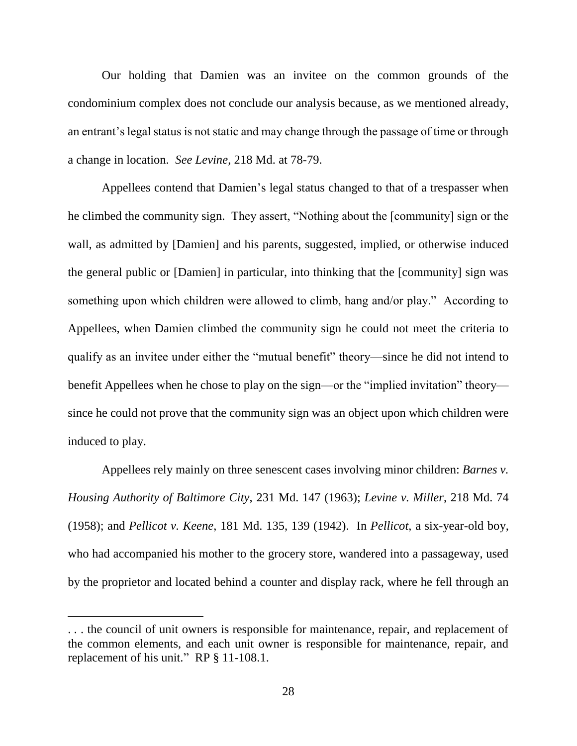Our holding that Damien was an invitee on the common grounds of the condominium complex does not conclude our analysis because, as we mentioned already, an entrant's legal status is not static and may change through the passage of time or through a change in location. *See Levine*, 218 Md. at 78-79.

Appellees contend that Damien's legal status changed to that of a trespasser when he climbed the community sign. They assert, "Nothing about the [community] sign or the wall, as admitted by [Damien] and his parents, suggested, implied, or otherwise induced the general public or [Damien] in particular, into thinking that the [community] sign was something upon which children were allowed to climb, hang and/or play." According to Appellees, when Damien climbed the community sign he could not meet the criteria to qualify as an invitee under either the "mutual benefit" theory—since he did not intend to benefit Appellees when he chose to play on the sign—or the "implied invitation" theory—since he could not prove that the community sign was an object upon which children were induced to play.

Appellees rely mainly on three senescent cases involving minor children: *Barnes v. Housing Authority of Baltimore City*, 231 Md. 147 (1963); *Levine v. Miller*, 218 Md. 74 (1958); and *Pellicot v. Keene*, 181 Md. 135, 139 (1942). In *Pellicot*, a six-year-old boy, who had accompanied his mother to the grocery store, wandered into a passageway, used by the proprietor and located behind a counter and display rack, where he fell through an

. . . the council of unit owners is responsible for maintenance, repair, and replacement of the common elements, and each unit owner is responsible for maintenance, repair, and replacement of his unit." RP § 11-108.1.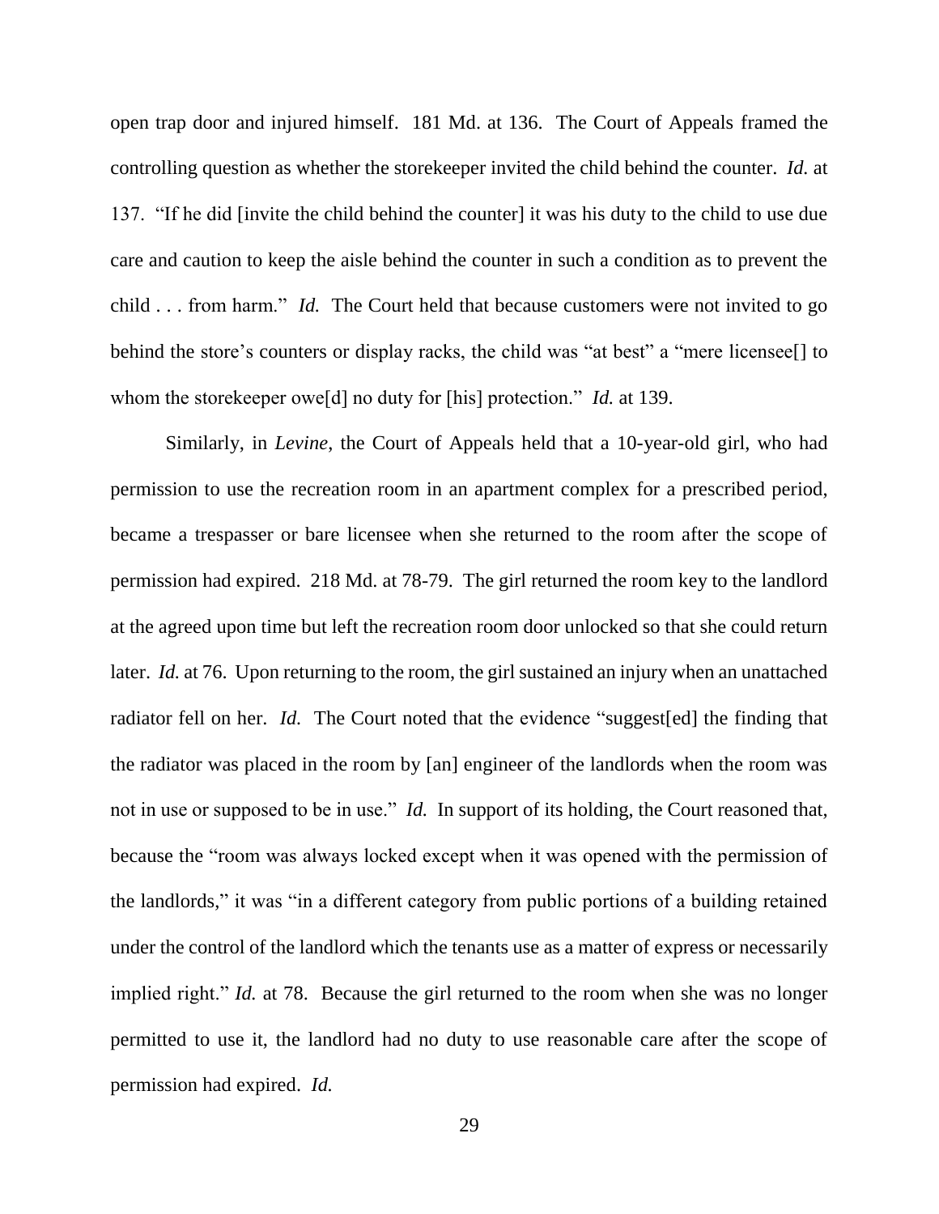open trap door and injured himself. 181 Md. at 136. The Court of Appeals framed the controlling question as whether the storekeeper invited the child behind the counter. *Id.* at 137. "If he did [invite the child behind the counter] it was his duty to the child to use due care and caution to keep the aisle behind the counter in such a condition as to prevent the child . . . from harm." *Id.* The Court held that because customers were not invited to go behind the store's counters or display racks, the child was "at best" a "mere licensee[] to whom the storekeeper owe[d] no duty for [his] protection." *Id.* at 139.

Similarly, in *Levine*, the Court of Appeals held that a 10-year-old girl, who had permission to use the recreation room in an apartment complex for a prescribed period, became a trespasser or bare licensee when she returned to the room after the scope of permission had expired. 218 Md. at 78-79. The girl returned the room key to the landlord at the agreed upon time but left the recreation room door unlocked so that she could return later. *Id.* at 76. Upon returning to the room, the girl sustained an injury when an unattached radiator fell on her. *Id.* The Court noted that the evidence "suggest[ed] the finding that the radiator was placed in the room by [an] engineer of the landlords when the room was not in use or supposed to be in use." *Id.* In support of its holding, the Court reasoned that, because the "room was always locked except when it was opened with the permission of the landlords," it was "in a different category from public portions of a building retained under the control of the landlord which the tenants use as a matter of express or necessarily implied right." *Id.* at 78. Because the girl returned to the room when she was no longer permitted to use it, the landlord had no duty to use reasonable care after the scope of permission had expired. *Id.*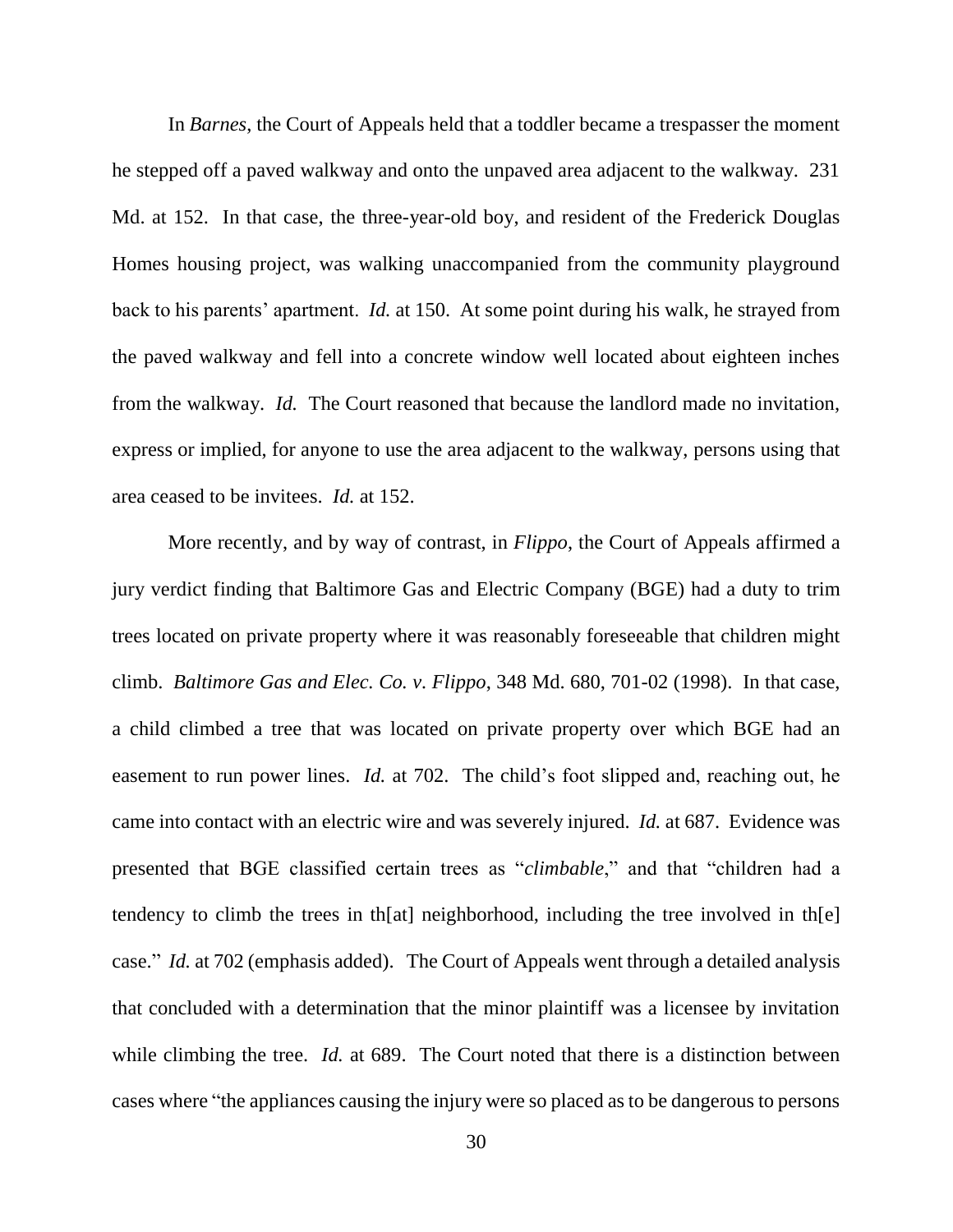In *Barnes*, the Court of Appeals held that a toddler became a trespasser the moment he stepped off a paved walkway and onto the unpaved area adjacent to the walkway. 231 Md. at 152. In that case, the three-year-old boy, and resident of the Frederick Douglas Homes housing project, was walking unaccompanied from the community playground back to his parents' apartment. *Id.* at 150. At some point during his walk, he strayed from the paved walkway and fell into a concrete window well located about eighteen inches from the walkway. *Id.* The Court reasoned that because the landlord made no invitation, express or implied, for anyone to use the area adjacent to the walkway, persons using that area ceased to be invitees. *Id.* at 152.

More recently, and by way of contrast, in *Flippo*, the Court of Appeals affirmed a jury verdict finding that Baltimore Gas and Electric Company (BGE) had a duty to trim trees located on private property where it was reasonably foreseeable that children might climb. *Baltimore Gas and Elec. Co. v. Flippo*, 348 Md. 680, 701-02 (1998). In that case, a child climbed a tree that was located on private property over which BGE had an easement to run power lines. *Id.* at 702. The child's foot slipped and, reaching out, he came into contact with an electric wire and was severely injured. *Id.* at 687. Evidence was presented that BGE classified certain trees as "*climbable*," and that "children had a tendency to climb the trees in th[at] neighborhood, including the tree involved in th[e] case." *Id.* at 702 (emphasis added). The Court of Appeals went through a detailed analysis that concluded with a determination that the minor plaintiff was a licensee by invitation while climbing the tree. *Id.* at 689. The Court noted that there is a distinction between cases where "the appliances causing the injury were so placed as to be dangerous to persons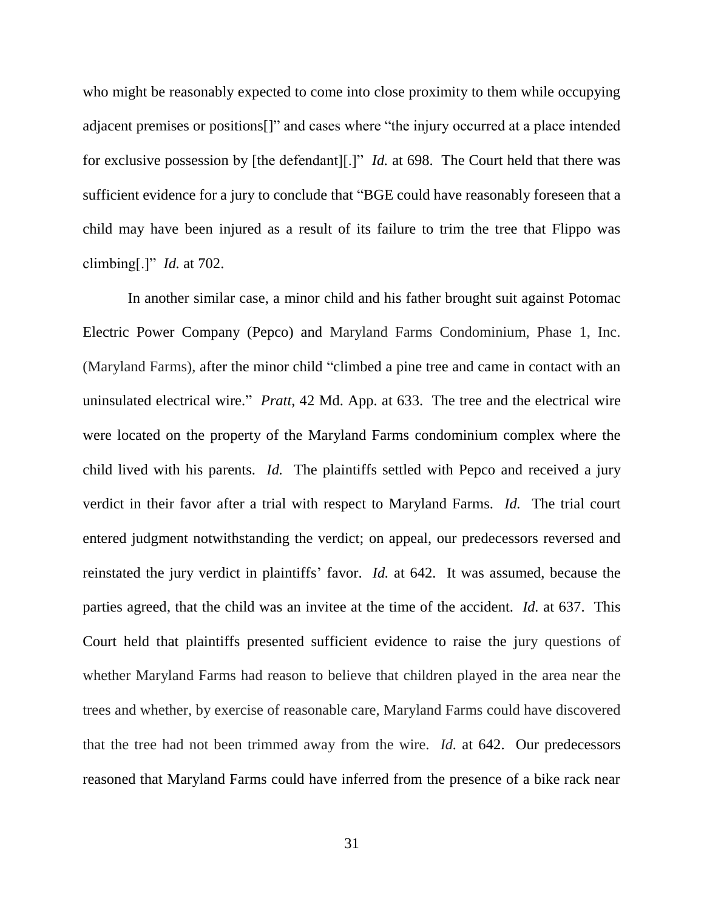who might be reasonably expected to come into close proximity to them while occupying adjacent premises or positions[]" and cases where "the injury occurred at a place intended for exclusive possession by [the defendant][.]" *Id.* at 698. The Court held that there was sufficient evidence for a jury to conclude that "BGE could have reasonably foreseen that a child may have been injured as a result of its failure to trim the tree that Flippo was climbing[.]" *Id.* at 702.

In another similar case, a minor child and his father brought suit against Potomac Electric Power Company (Pepco) and Maryland Farms Condominium, Phase 1, Inc. (Maryland Farms), after the minor child "climbed a pine tree and came in contact with an uninsulated electrical wire." *Pratt*, 42 Md. App. at 633. The tree and the electrical wire were located on the property of the Maryland Farms condominium complex where the child lived with his parents. *Id.* The plaintiffs settled with Pepco and received a jury verdict in their favor after a trial with respect to Maryland Farms. *Id.* The trial court entered judgment notwithstanding the verdict; on appeal, our predecessors reversed and reinstated the jury verdict in plaintiffs' favor. *Id.* at 642. It was assumed, because the parties agreed, that the child was an invitee at the time of the accident. *Id.* at 637. This Court held that plaintiffs presented sufficient evidence to raise the jury questions of whether Maryland Farms had reason to believe that children played in the area near the trees and whether, by exercise of reasonable care, Maryland Farms could have discovered that the tree had not been trimmed away from the wire. *Id.* at 642. Our predecessors reasoned that Maryland Farms could have inferred from the presence of a bike rack near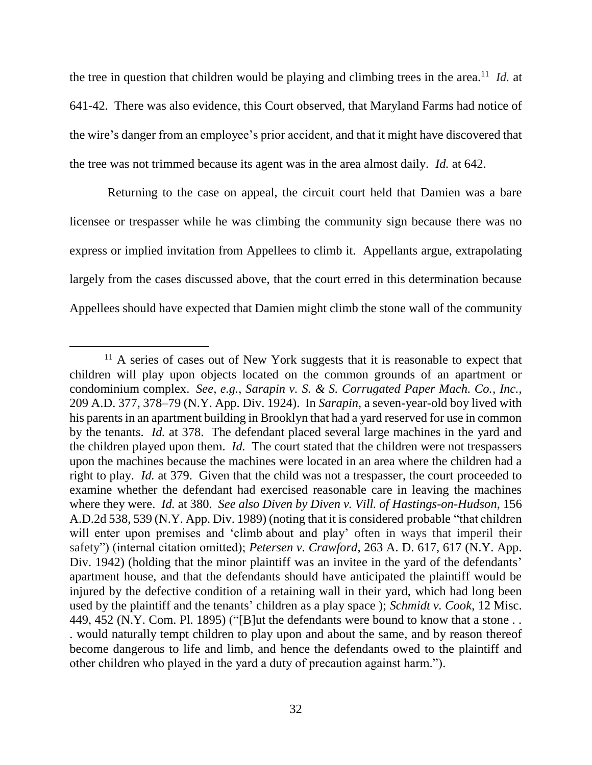the tree in question that children would be playing and climbing trees in the area.[11] *Id.* at 641-42. There was also evidence, this Court observed, that Maryland Farms had notice of the wire's danger from an employee's prior accident, and that it might have discovered that the tree was not trimmed because its agent was in the area almost daily. *Id.* at 642.

Returning to the case on appeal, the circuit court held that Damien was a bare licensee or trespasser while he was climbing the community sign because there was no express or implied invitation from Appellees to climb it. Appellants argue, extrapolating largely from the cases discussed above, that the court erred in this determination because Appellees should have expected that Damien might climb the stone wall of the community

---

[11] A series of cases out of New York suggests that it is reasonable to expect that children will play upon objects located on the common grounds of an apartment or condominium complex. *See, e.g.*, *Sarapin v. S. & S. Corrugated Paper Mach. Co., Inc.*, 209 A.D. 377, 378–79 (N.Y. App. Div. 1924). In *Sarapin*, a seven-year-old boy lived with his parents in an apartment building in Brooklyn that had a yard reserved for use in common by the tenants. *Id.* at 378. The defendant placed several large machines in the yard and the children played upon them. *Id.* The court stated that the children were not trespassers upon the machines because the machines were located in an area where the children had a right to play. *Id.* at 379. Given that the child was not a trespasser, the court proceeded to examine whether the defendant had exercised reasonable care in leaving the machines where they were. *Id.* at 380. *See also Diven by Diven v. Vill. of Hastings-on-Hudson*, 156 A.D.2d 538, 539 (N.Y. App. Div. 1989) (noting that it is considered probable "that children will enter upon premises and 'climb about and play' often in ways that imperil their safety") (internal citation omitted); *Petersen v. Crawford*, 263 A. D. 617, 617 (N.Y. App. Div. 1942) (holding that the minor plaintiff was an invitee in the yard of the defendants' apartment house, and that the defendants should have anticipated the plaintiff would be injured by the defective condition of a retaining wall in their yard, which had long been used by the plaintiff and the tenants' children as a play space ); *Schmidt v. Cook*, 12 Misc. 449, 452 (N.Y. Com. Pl. 1895) ("[B]ut the defendants were bound to know that a stone . . . would naturally tempt children to play upon and about the same, and by reason thereof become dangerous to life and limb, and hence the defendants owed to the plaintiff and other children who played in the yard a duty of precaution against harm.").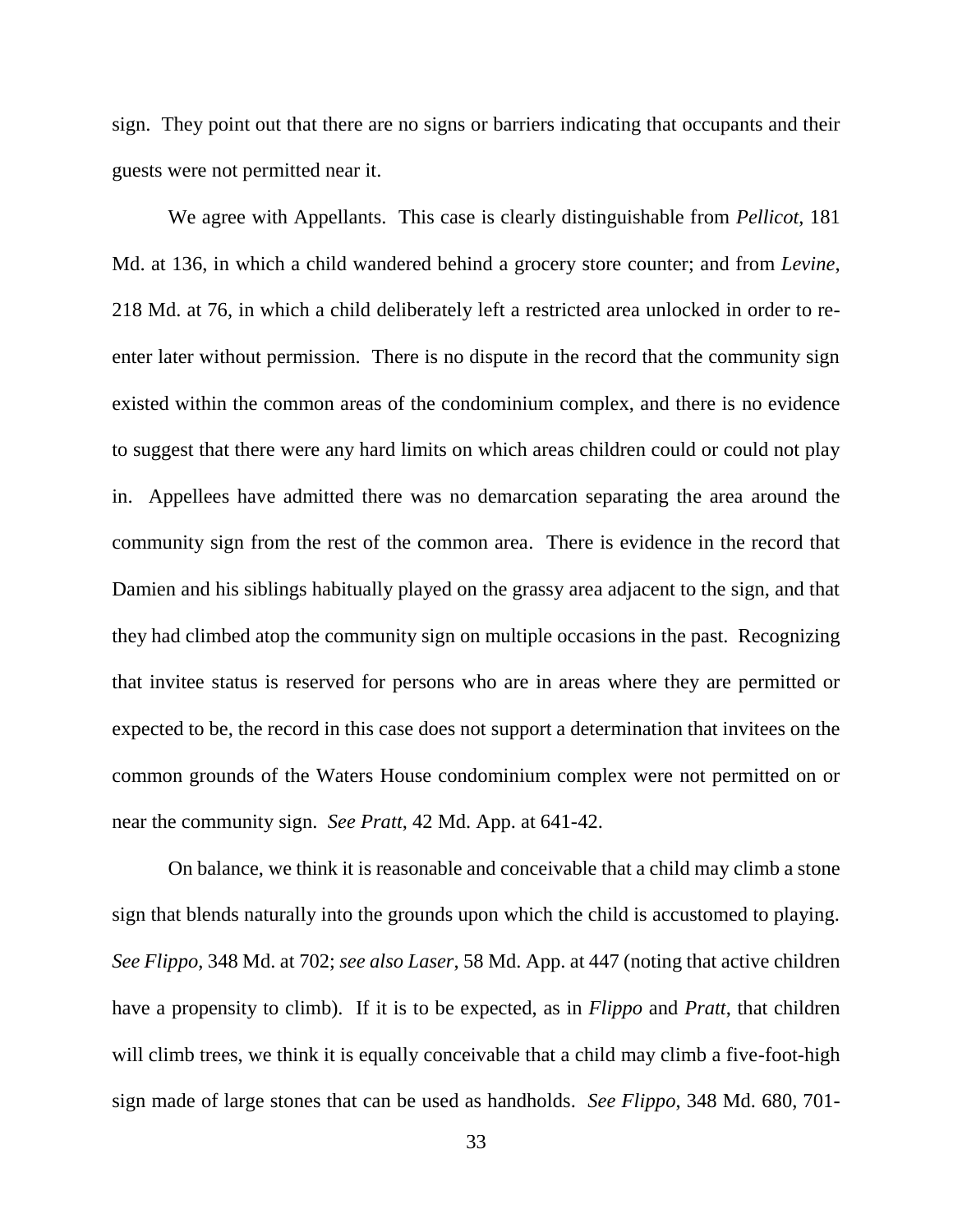sign. They point out that there are no signs or barriers indicating that occupants and their guests were not permitted near it.

We agree with Appellants. This case is clearly distinguishable from *Pellicot*, 181 Md. at 136, in which a child wandered behind a grocery store counter; and from *Levine*, 218 Md. at 76, in which a child deliberately left a restricted area unlocked in order to re-enter later without permission. There is no dispute in the record that the community sign existed within the common areas of the condominium complex, and there is no evidence to suggest that there were any hard limits on which areas children could or could not play in. Appellees have admitted there was no demarcation separating the area around the community sign from the rest of the common area. There is evidence in the record that Damien and his siblings habitually played on the grassy area adjacent to the sign, and that they had climbed atop the community sign on multiple occasions in the past. Recognizing that invitee status is reserved for persons who are in areas where they are permitted or expected to be, the record in this case does not support a determination that invitees on the common grounds of the Waters House condominium complex were not permitted on or near the community sign. *See Pratt*, 42 Md. App. at 641-42.

On balance, we think it is reasonable and conceivable that a child may climb a stone sign that blends naturally into the grounds upon which the child is accustomed to playing. *See Flippo*, 348 Md. at 702; *see also Laser*, 58 Md. App. at 447 (noting that active children have a propensity to climb). If it is to be expected, as in *Flippo* and *Pratt*, that children will climb trees, we think it is equally conceivable that a child may climb a five-foot-high sign made of large stones that can be used as handholds. *See Flippo*, 348 Md. 680, 701-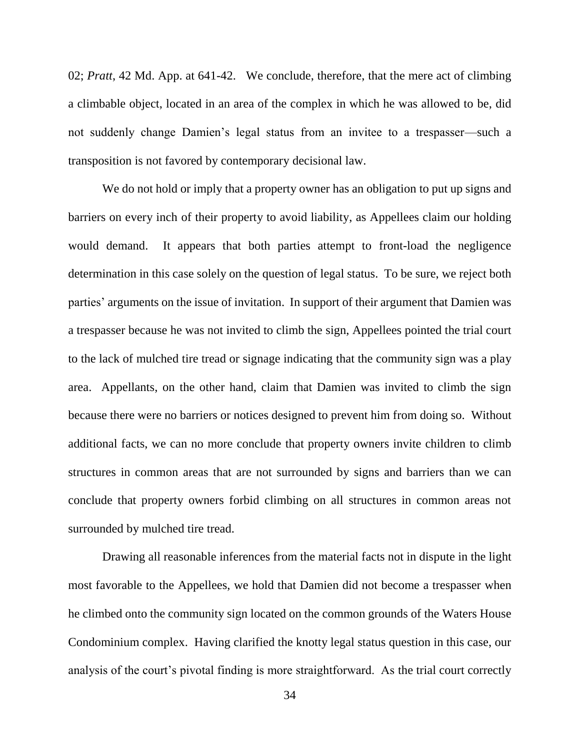02; *Pratt*, 42 Md. App. at 641-42. We conclude, therefore, that the mere act of climbing a climbable object, located in an area of the complex in which he was allowed to be, did not suddenly change Damien's legal status from an invitee to a trespasser—such a transposition is not favored by contemporary decisional law.

We do not hold or imply that a property owner has an obligation to put up signs and barriers on every inch of their property to avoid liability, as Appellees claim our holding would demand. It appears that both parties attempt to front-load the negligence determination in this case solely on the question of legal status. To be sure, we reject both parties' arguments on the issue of invitation. In support of their argument that Damien was a trespasser because he was not invited to climb the sign, Appellees pointed the trial court to the lack of mulched tire tread or signage indicating that the community sign was a play area. Appellants, on the other hand, claim that Damien was invited to climb the sign because there were no barriers or notices designed to prevent him from doing so. Without additional facts, we can no more conclude that property owners invite children to climb structures in common areas that are not surrounded by signs and barriers than we can conclude that property owners forbid climbing on all structures in common areas not surrounded by mulched tire tread.

Drawing all reasonable inferences from the material facts not in dispute in the light most favorable to the Appellees, we hold that Damien did not become a trespasser when he climbed onto the community sign located on the common grounds of the Waters House Condominium complex. Having clarified the knotty legal status question in this case, our analysis of the court's pivotal finding is more straightforward. As the trial court correctly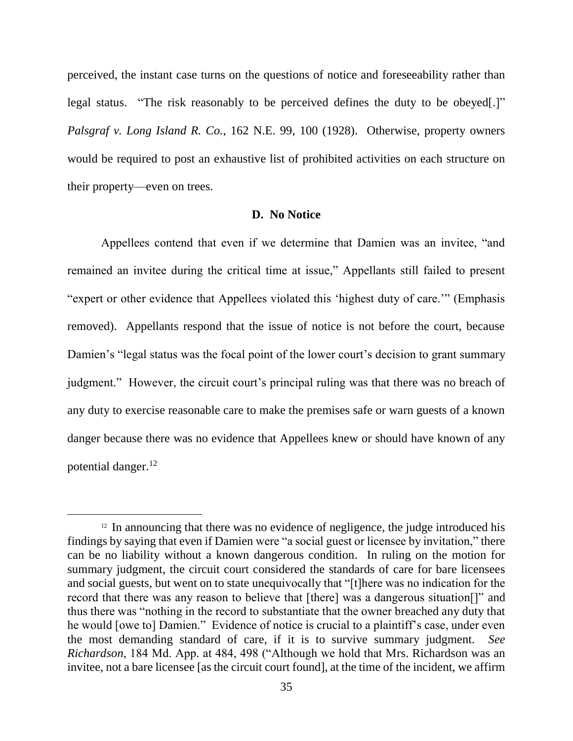perceived, the instant case turns on the questions of notice and foreseeability rather than legal status. "The risk reasonably to be perceived defines the duty to be obeyed[.]" *Palsgraf v. Long Island R. Co.*, 162 N.E. 99, 100 (1928). Otherwise, property owners would be required to post an exhaustive list of prohibited activities on each structure on their property—even on trees.

### D. No Notice

Appellees contend that even if we determine that Damien was an invitee, "and remained an invitee during the critical time at issue," Appellants still failed to present "expert or other evidence that Appellees violated this 'highest duty of care.'" (Emphasis removed). Appellants respond that the issue of notice is not before the court, because Damien's "legal status was the focal point of the lower court's decision to grant summary judgment." However, the circuit court's principal ruling was that there was no breach of any duty to exercise reasonable care to make the premises safe or warn guests of a known danger because there was no evidence that Appellees knew or should have known of any potential danger.[12]

---

[12] In announcing that there was no evidence of negligence, the judge introduced his findings by saying that even if Damien were "a social guest or licensee by invitation," there can be no liability without a known dangerous condition. In ruling on the motion for summary judgment, the circuit court considered the standards of care for bare licensees and social guests, but went on to state unequivocally that "[t]here was no indication for the record that there was any reason to believe that [there] was a dangerous situation[]" and thus there was "nothing in the record to substantiate that the owner breached any duty that he would [owe to] Damien." Evidence of notice is crucial to a plaintiff's case, under even the most demanding standard of care, if it is to survive summary judgment. *See Richardson*, 184 Md. App. at 484, 498 ("Although we hold that Mrs. Richardson was an invitee, not a bare licensee [as the circuit court found], at the time of the incident, we affirm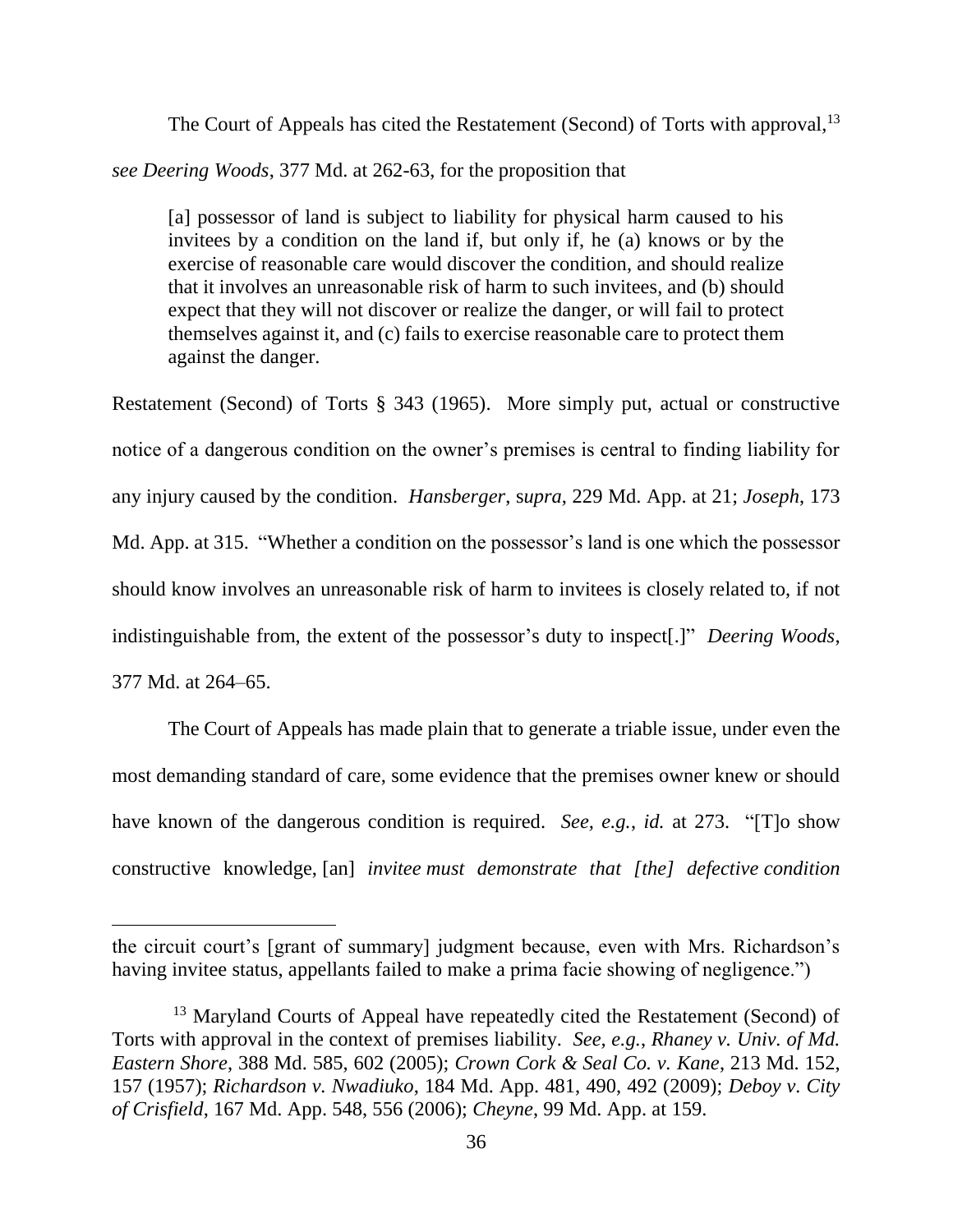The Court of Appeals has cited the Restatement (Second) of Torts with approval,[13] *see Deering Woods*, 377 Md. at 262-63, for the proposition that

> [a] possessor of land is subject to liability for physical harm caused to his invitees by a condition on the land if, but only if, he (a) knows or by the exercise of reasonable care would discover the condition, and should realize that it involves an unreasonable risk of harm to such invitees, and (b) should expect that they will not discover or realize the danger, or will fail to protect themselves against it, and (c) fails to exercise reasonable care to protect them against the danger.

Restatement (Second) of Torts § 343 (1965). More simply put, actual or constructive notice of a dangerous condition on the owner's premises is central to finding liability for any injury caused by the condition. *Hansberger*, s*upra*, 229 Md. App. at 21; *Joseph*, 173 Md. App. at 315. "Whether a condition on the possessor's land is one which the possessor should know involves an unreasonable risk of harm to invitees is closely related to, if not indistinguishable from, the extent of the possessor's duty to inspect[.]" *Deering Woods*, 377 Md. at 264–65.

The Court of Appeals has made plain that to generate a triable issue, under even the most demanding standard of care, some evidence that the premises owner knew or should have known of the dangerous condition is required. *See, e.g., id.* at 273. "[T]o show constructive knowledge, [an] *invitee must demonstrate that [the] defective condition*

---

the circuit court's [grant of summary] judgment because, even with Mrs. Richardson's having invitee status, appellants failed to make a prima facie showing of negligence.")

[13] Maryland Courts of Appeal have repeatedly cited the Restatement (Second) of Torts with approval in the context of premises liability. *See, e.g.*, *Rhaney v. Univ. of Md. Eastern Shore*, 388 Md. 585, 602 (2005); *Crown Cork & Seal Co. v. Kane*, 213 Md. 152, 157 (1957); *Richardson v. Nwadiuko*, 184 Md. App. 481, 490, 492 (2009); *Deboy v. City of Crisfield*, 167 Md. App. 548, 556 (2006); *Cheyne*, 99 Md. App. at 159.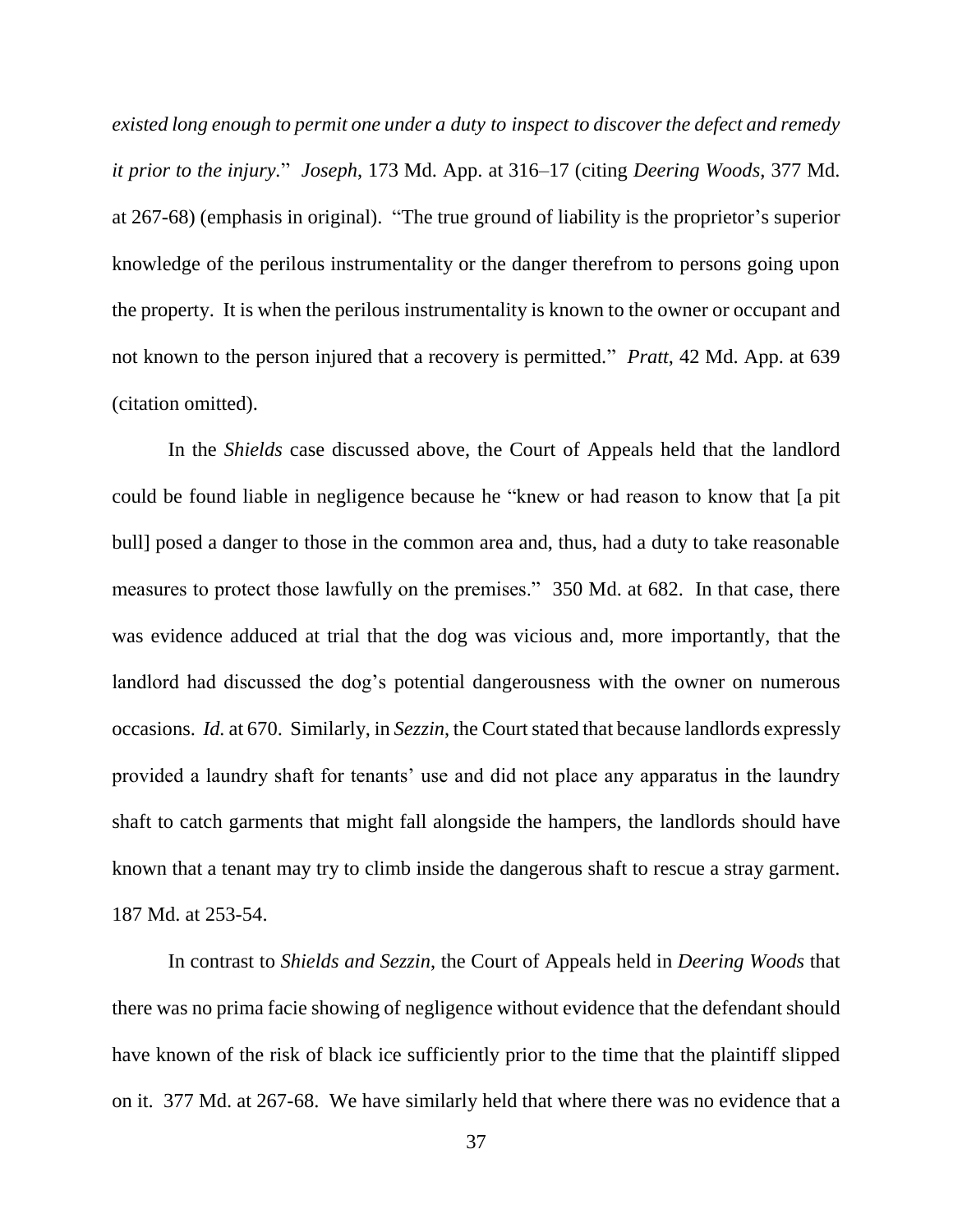*existed long enough to permit one under a duty to inspect to discover the defect and remedy it prior to the injury*." *Joseph*, 173 Md. App. at 316–17 (citing *Deering Woods*, 377 Md. at 267-68) (emphasis in original). "The true ground of liability is the proprietor's superior knowledge of the perilous instrumentality or the danger therefrom to persons going upon the property. It is when the perilous instrumentality is known to the owner or occupant and not known to the person injured that a recovery is permitted." *Pratt*, 42 Md. App. at 639 (citation omitted).

In the *Shields* case discussed above, the Court of Appeals held that the landlord could be found liable in negligence because he "knew or had reason to know that [a pit bull] posed a danger to those in the common area and, thus, had a duty to take reasonable measures to protect those lawfully on the premises." 350 Md. at 682. In that case, there was evidence adduced at trial that the dog was vicious and, more importantly, that the landlord had discussed the dog's potential dangerousness with the owner on numerous occasions. *Id.* at 670. Similarly, in *Sezzin*, the Court stated that because landlords expressly provided a laundry shaft for tenants' use and did not place any apparatus in the laundry shaft to catch garments that might fall alongside the hampers, the landlords should have known that a tenant may try to climb inside the dangerous shaft to rescue a stray garment. 187 Md. at 253-54.

In contrast to *Shields and Sezzin*, the Court of Appeals held in *Deering Woods* that there was no prima facie showing of negligence without evidence that the defendant should have known of the risk of black ice sufficiently prior to the time that the plaintiff slipped on it. 377 Md. at 267-68. We have similarly held that where there was no evidence that a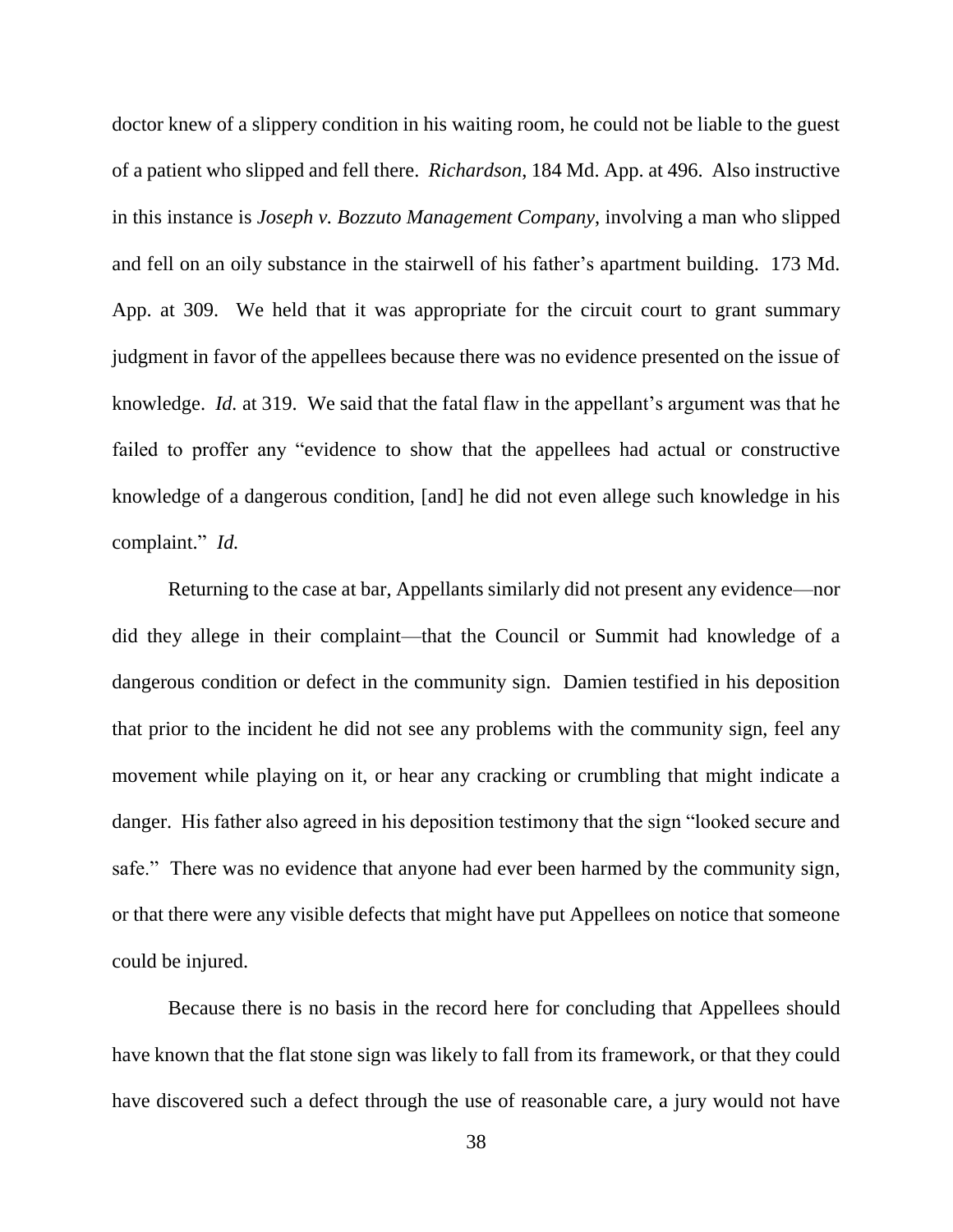doctor knew of a slippery condition in his waiting room, he could not be liable to the guest of a patient who slipped and fell there. *Richardson*, 184 Md. App. at 496. Also instructive in this instance is *Joseph v. Bozzuto Management Company*, involving a man who slipped and fell on an oily substance in the stairwell of his father's apartment building. 173 Md. App. at 309. We held that it was appropriate for the circuit court to grant summary judgment in favor of the appellees because there was no evidence presented on the issue of knowledge. *Id.* at 319. We said that the fatal flaw in the appellant's argument was that he failed to proffer any "evidence to show that the appellees had actual or constructive knowledge of a dangerous condition, [and] he did not even allege such knowledge in his complaint." *Id.*

Returning to the case at bar, Appellants similarly did not present any evidence—nor did they allege in their complaint—that the Council or Summit had knowledge of a dangerous condition or defect in the community sign. Damien testified in his deposition that prior to the incident he did not see any problems with the community sign, feel any movement while playing on it, or hear any cracking or crumbling that might indicate a danger. His father also agreed in his deposition testimony that the sign "looked secure and safe." There was no evidence that anyone had ever been harmed by the community sign, or that there were any visible defects that might have put Appellees on notice that someone could be injured.

Because there is no basis in the record here for concluding that Appellees should have known that the flat stone sign was likely to fall from its framework, or that they could have discovered such a defect through the use of reasonable care, a jury would not have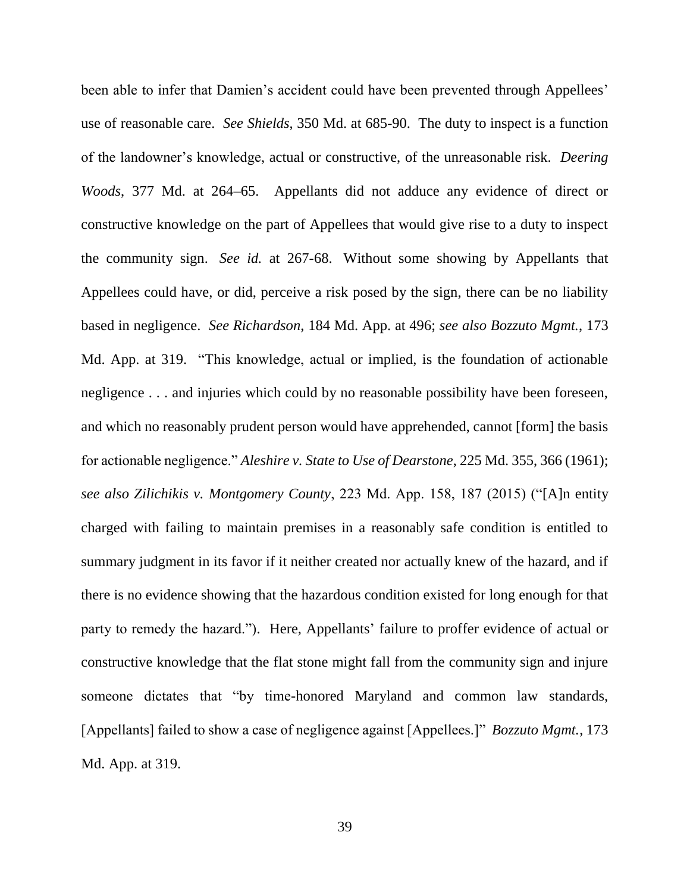been able to infer that Damien's accident could have been prevented through Appellees' use of reasonable care. *See Shields*, 350 Md. at 685-90. The duty to inspect is a function of the landowner's knowledge, actual or constructive, of the unreasonable risk. *Deering Woods*, 377 Md. at 264–65. Appellants did not adduce any evidence of direct or constructive knowledge on the part of Appellees that would give rise to a duty to inspect the community sign. *See id.* at 267-68. Without some showing by Appellants that Appellees could have, or did, perceive a risk posed by the sign, there can be no liability based in negligence. *See Richardson*, 184 Md. App. at 496; *see also Bozzuto Mgmt.*, 173 Md. App. at 319. "This knowledge, actual or implied, is the foundation of actionable negligence . . . and injuries which could by no reasonable possibility have been foreseen, and which no reasonably prudent person would have apprehended, cannot [form] the basis for actionable negligence." *Aleshire v. State to Use of Dearstone*, 225 Md. 355, 366 (1961); *see also Zilichikis v. Montgomery County*, 223 Md. App. 158, 187 (2015) ("[A]n entity charged with failing to maintain premises in a reasonably safe condition is entitled to summary judgment in its favor if it neither created nor actually knew of the hazard, and if there is no evidence showing that the hazardous condition existed for long enough for that party to remedy the hazard."). Here, Appellants' failure to proffer evidence of actual or constructive knowledge that the flat stone might fall from the community sign and injure someone dictates that "by time-honored Maryland and common law standards, [Appellants] failed to show a case of negligence against [Appellees.]" *Bozzuto Mgmt.*, 173 Md. App. at 319.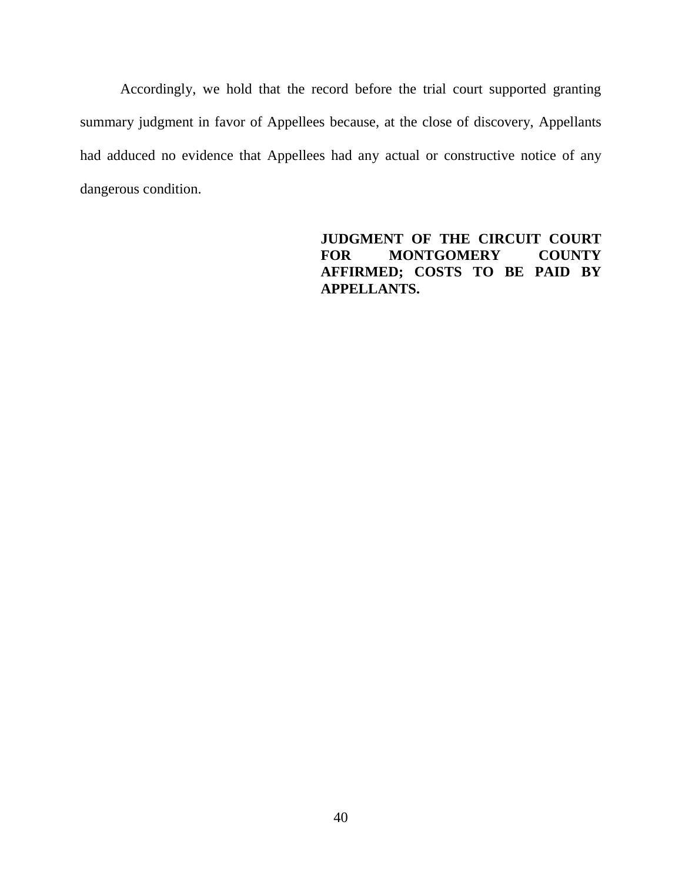Accordingly, we hold that the record before the trial court supported granting summary judgment in favor of Appellees because, at the close of discovery, Appellants had adduced no evidence that Appellees had any actual or constructive notice of any dangerous condition.

**JUDGMENT OF THE CIRCUIT COURT FOR MONTGOMERY COUNTY AFFIRMED; COSTS TO BE PAID BY APPELLANTS.**